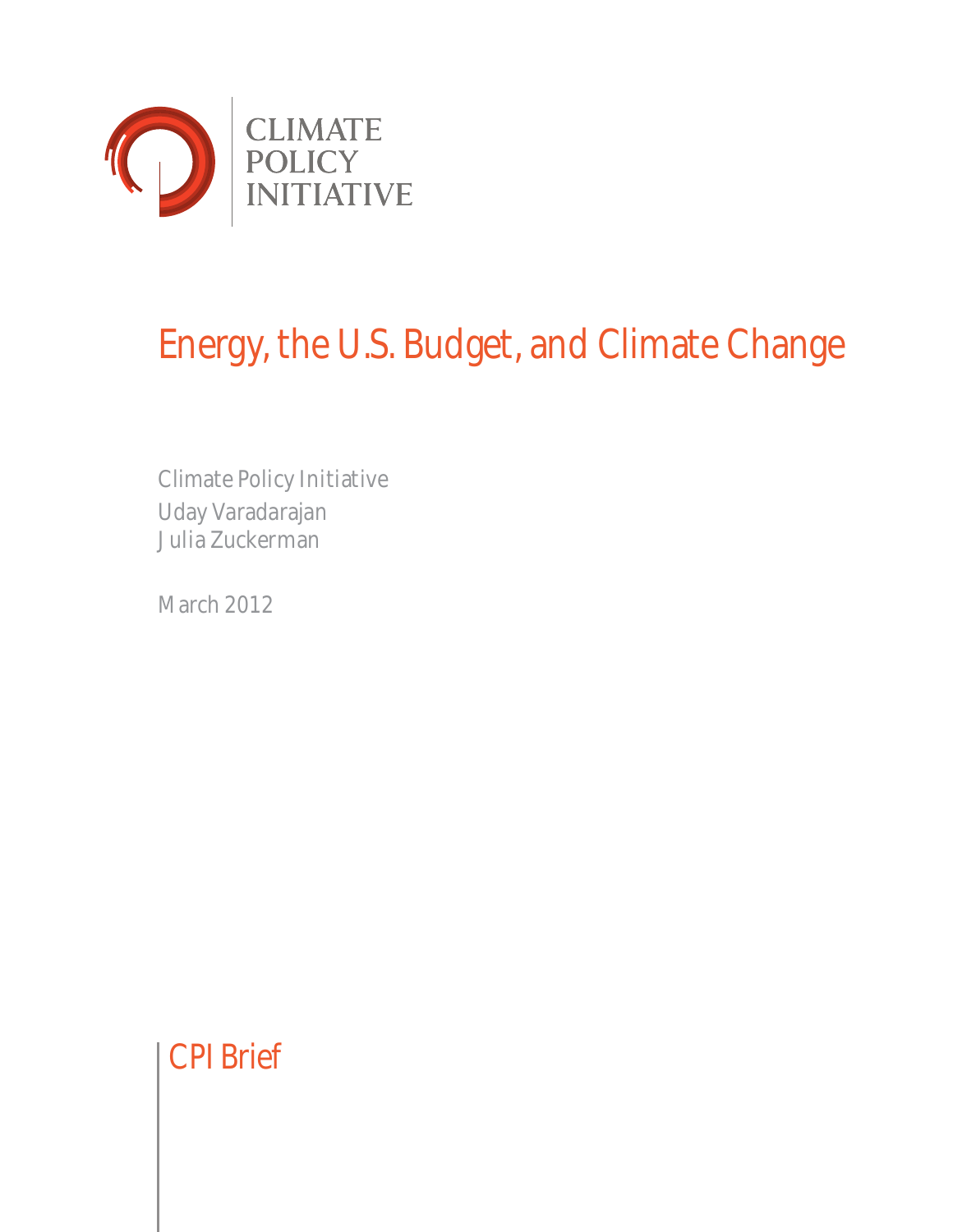CLIMATE POLICY INITIATIVE

# Energy, the U.S. Budget, and Climate Change

Climate Policy Initiative
Uday Varadarajan
Julia Zuckerman

March 2012

CPI Brief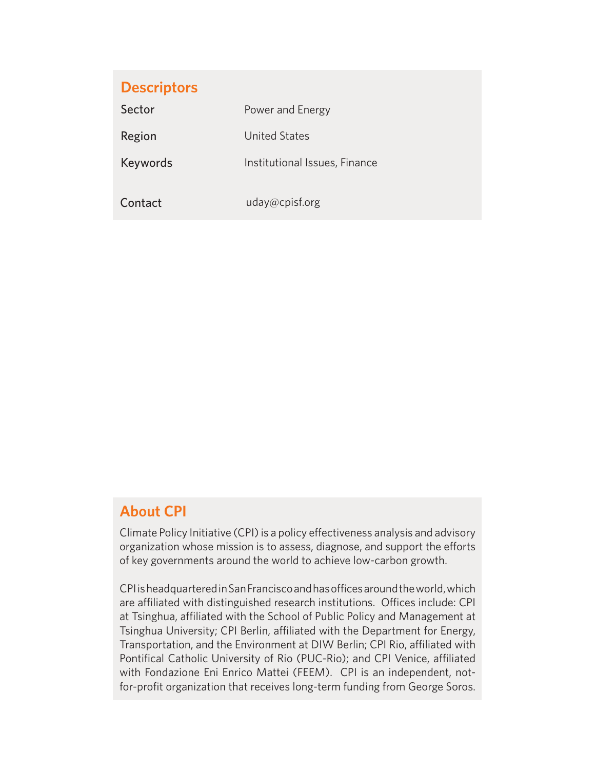## Descriptors

| | |
|---|---|
| Sector | Power and Energy |
| Region | United States |
| Keywords | Institutional Issues, Finance |
| Contact | uday@cpisf.org |

## About CPI

Climate Policy Initiative (CPI) is a policy effectiveness analysis and advisory organization whose mission is to assess, diagnose, and support the efforts of key governments around the world to achieve low-carbon growth.

CPI is headquartered in San Francisco and has offices around the world, which are affiliated with distinguished research institutions. Offices include: CPI at Tsinghua, affiliated with the School of Public Policy and Management at Tsinghua University; CPI Berlin, affiliated with the Department for Energy, Transportation, and the Environment at DIW Berlin; CPI Rio, affiliated with Pontifical Catholic University of Rio (PUC-Rio); and CPI Venice, affiliated with Fondazione Eni Enrico Mattei (FEEM). CPI is an independent, not-for-profit organization that receives long-term funding from George Soros.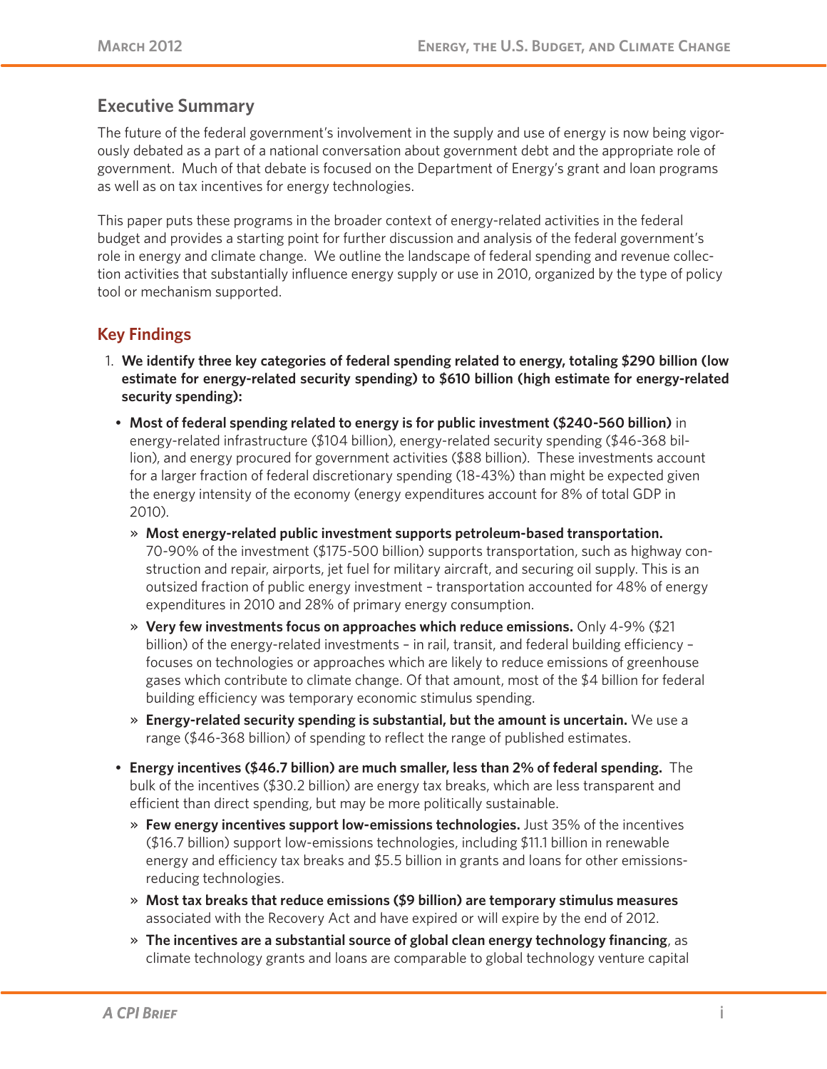## Executive Summary

The future of the federal government's involvement in the supply and use of energy is now being vigorously debated as a part of a national conversation about government debt and the appropriate role of government. Much of that debate is focused on the Department of Energy's grant and loan programs as well as on tax incentives for energy technologies.

This paper puts these programs in the broader context of energy-related activities in the federal budget and provides a starting point for further discussion and analysis of the federal government's role in energy and climate change. We outline the landscape of federal spending and revenue collection activities that substantially influence energy supply or use in 2010, organized by the type of policy tool or mechanism supported.

## Key Findings

1. **We identify three key categories of federal spending related to energy, totaling $290 billion (low estimate for energy-related security spending) to $610 billion (high estimate for energy-related security spending):**

   - **Most of federal spending related to energy is for public investment ($240-560 billion)** in energy-related infrastructure ($104 billion), energy-related security spending ($46-368 billion), and energy procured for government activities ($88 billion). These investments account for a larger fraction of federal discretionary spending (18-43%) than might be expected given the energy intensity of the economy (energy expenditures account for 8% of total GDP in 2010).
     - **Most energy-related public investment supports petroleum-based transportation.** 70-90% of the investment ($175-500 billion) supports transportation, such as highway construction and repair, airports, jet fuel for military aircraft, and securing oil supply. This is an outsized fraction of public energy investment – transportation accounted for 48% of energy expenditures in 2010 and 28% of primary energy consumption.
     - **Very few investments focus on approaches which reduce emissions.** Only 4-9% ($21 billion) of the energy-related investments – in rail, transit, and federal building efficiency – focuses on technologies or approaches which are likely to reduce emissions of greenhouse gases which contribute to climate change. Of that amount, most of the $4 billion for federal building efficiency was temporary economic stimulus spending.
     - **Energy-related security spending is substantial, but the amount is uncertain.** We use a range ($46-368 billion) of spending to reflect the range of published estimates.
   - **Energy incentives ($46.7 billion) are much smaller, less than 2% of federal spending.** The bulk of the incentives ($30.2 billion) are energy tax breaks, which are less transparent and efficient than direct spending, but may be more politically sustainable.
     - **Few energy incentives support low-emissions technologies.** Just 35% of the incentives ($16.7 billion) support low-emissions technologies, including $11.1 billion in renewable energy and efficiency tax breaks and $5.5 billion in grants and loans for other emissions-reducing technologies.
     - **Most tax breaks that reduce emissions ($9 billion) are temporary stimulus measures** associated with the Recovery Act and have expired or will expire by the end of 2012.
     - **The incentives are a substantial source of global clean energy technology financing**, as climate technology grants and loans are comparable to global technology venture capital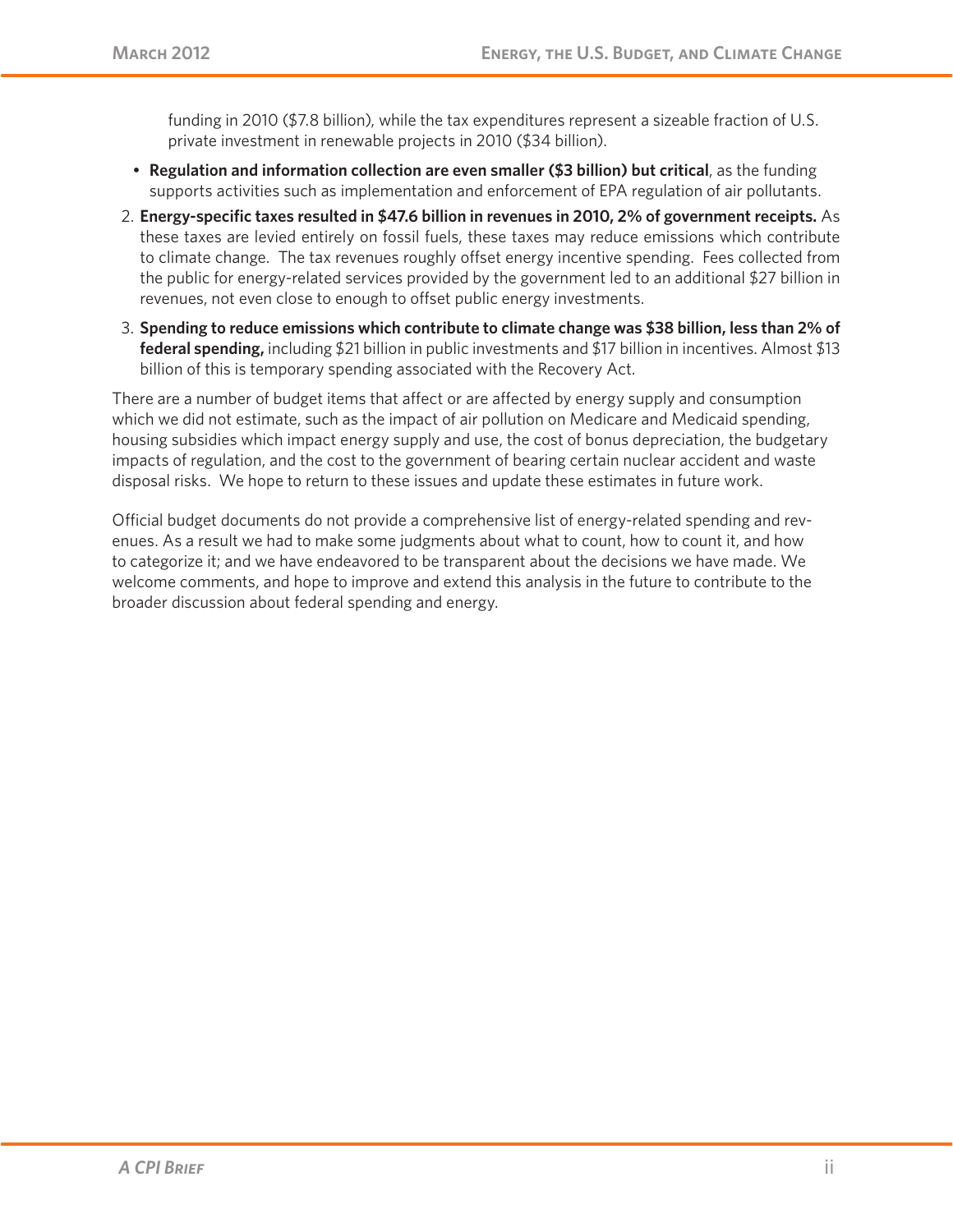funding in 2010 ($7.8 billion), while the tax expenditures represent a sizeable fraction of U.S. private investment in renewable projects in 2010 ($34 billion).

- **Regulation and information collection are even smaller ($3 billion) but critical**, as the funding supports activities such as implementation and enforcement of EPA regulation of air pollutants.

2. **Energy-specific taxes resulted in $47.6 billion in revenues in 2010, 2% of government receipts.** As these taxes are levied entirely on fossil fuels, these taxes may reduce emissions which contribute to climate change. The tax revenues roughly offset energy incentive spending. Fees collected from the public for energy-related services provided by the government led to an additional $27 billion in revenues, not even close to enough to offset public energy investments.

3. **Spending to reduce emissions which contribute to climate change was $38 billion, less than 2% of federal spending,** including $21 billion in public investments and $17 billion in incentives. Almost $13 billion of this is temporary spending associated with the Recovery Act.

There are a number of budget items that affect or are affected by energy supply and consumption which we did not estimate, such as the impact of air pollution on Medicare and Medicaid spending, housing subsidies which impact energy supply and use, the cost of bonus depreciation, the budgetary impacts of regulation, and the cost to the government of bearing certain nuclear accident and waste disposal risks. We hope to return to these issues and update these estimates in future work.

Official budget documents do not provide a comprehensive list of energy-related spending and revenues. As a result we had to make some judgments about what to count, how to count it, and how to categorize it; and we have endeavored to be transparent about the decisions we have made. We welcome comments, and hope to improve and extend this analysis in the future to contribute to the broader discussion about federal spending and energy.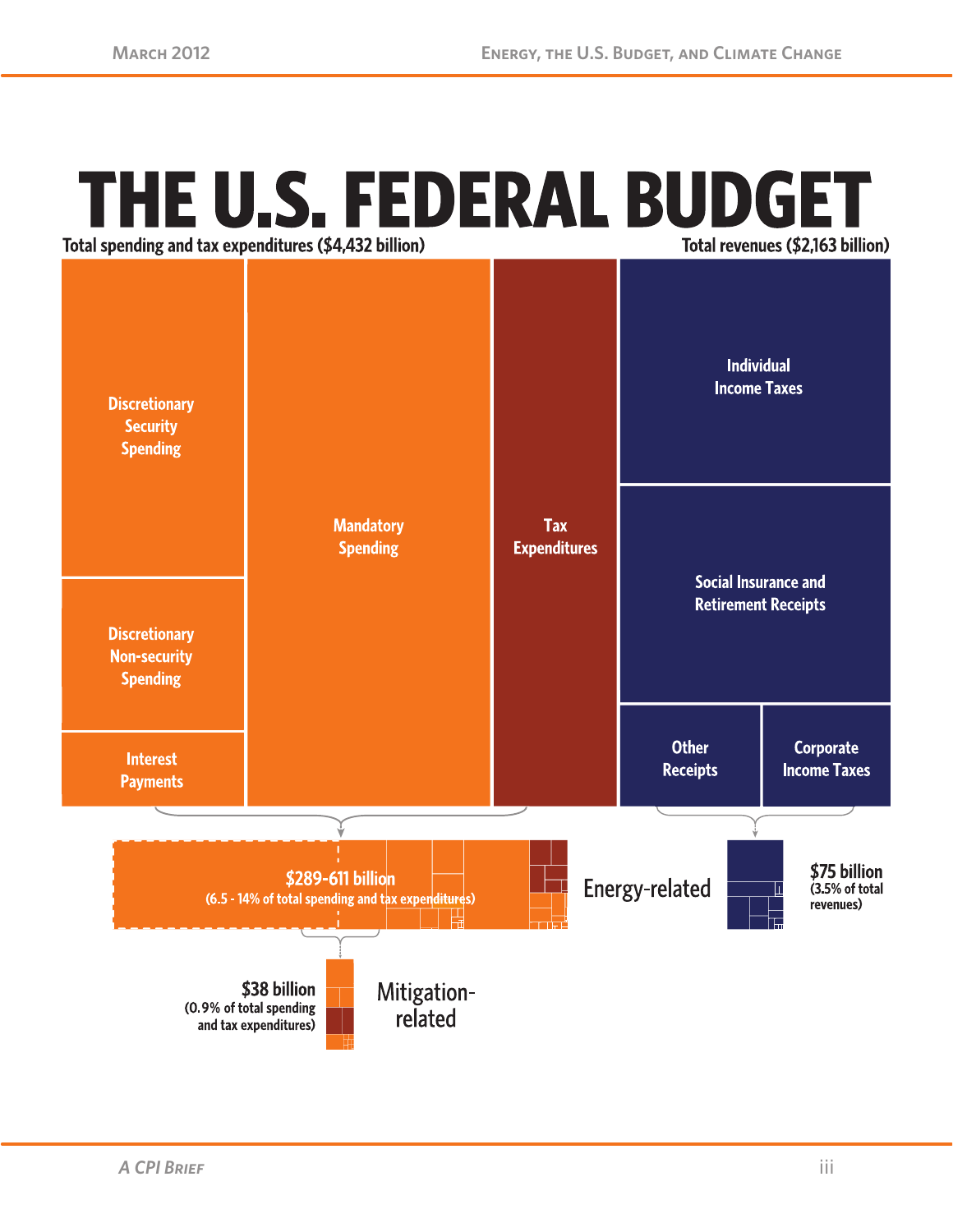# THE U.S. FEDERAL BUDGET

Total spending and tax expenditures ($4,432 billion)

Total revenues ($2,163 billion)

Discretionary Security Spending

Discretionary Non-security Spending

Interest Payments

Mandatory Spending

Tax Expenditures

Individual Income Taxes

Social Insurance and Retirement Receipts

Other Receipts

Corporate Income Taxes

**$289-611 billion**
(6.5 - 14% of total spending and tax expenditures)

Energy-related

**$75 billion**
(3.5% of total revenues)

**$38 billion**
(0.9% of total spending and tax expenditures)

Mitigation-related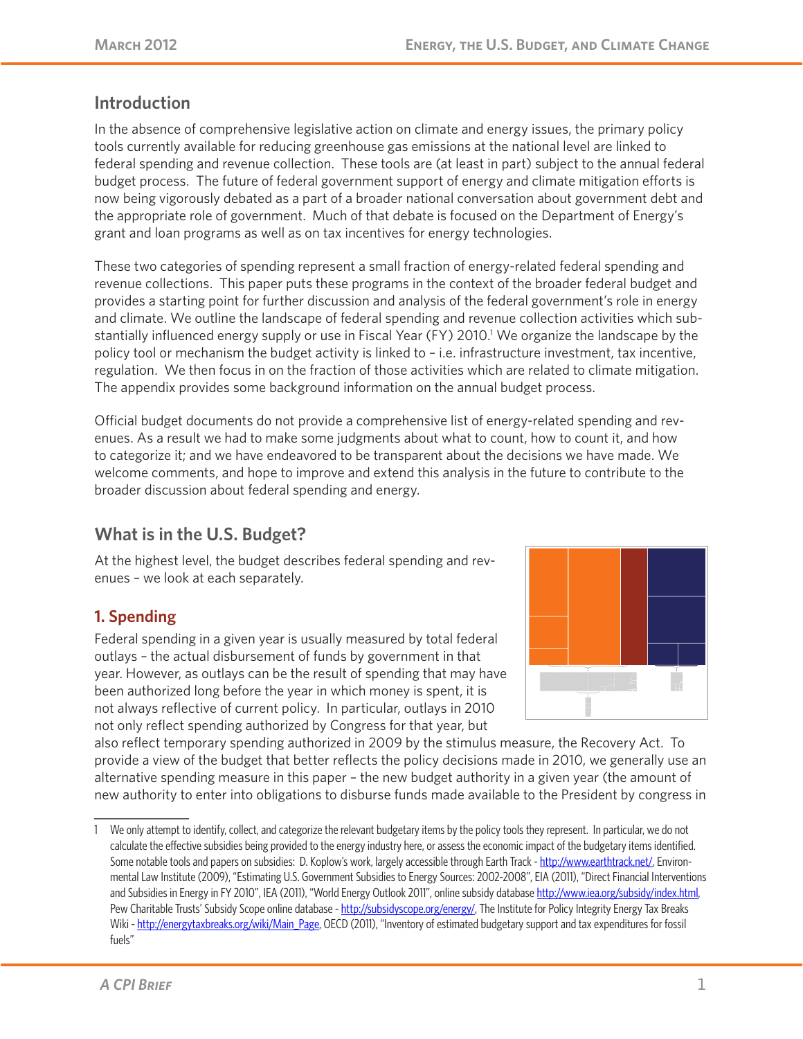## Introduction

In the absence of comprehensive legislative action on climate and energy issues, the primary policy tools currently available for reducing greenhouse gas emissions at the national level are linked to federal spending and revenue collection. These tools are (at least in part) subject to the annual federal budget process. The future of federal government support of energy and climate mitigation efforts is now being vigorously debated as a part of a broader national conversation about government debt and the appropriate role of government. Much of that debate is focused on the Department of Energy's grant and loan programs as well as on tax incentives for energy technologies.

These two categories of spending represent a small fraction of energy-related federal spending and revenue collections. This paper puts these programs in the context of the broader federal budget and provides a starting point for further discussion and analysis of the federal government's role in energy and climate. We outline the landscape of federal spending and revenue collection activities which substantially influenced energy supply or use in Fiscal Year (FY) 2010.[1] We organize the landscape by the policy tool or mechanism the budget activity is linked to – i.e. infrastructure investment, tax incentive, regulation. We then focus in on the fraction of those activities which are related to climate mitigation. The appendix provides some background information on the annual budget process.

Official budget documents do not provide a comprehensive list of energy-related spending and revenues. As a result we had to make some judgments about what to count, how to count it, and how to categorize it; and we have endeavored to be transparent about the decisions we have made. We welcome comments, and hope to improve and extend this analysis in the future to contribute to the broader discussion about federal spending and energy.

## What is in the U.S. Budget?

At the highest level, the budget describes federal spending and revenues – we look at each separately.

### 1. Spending

Federal spending in a given year is usually measured by total federal outlays – the actual disbursement of funds by government in that year. However, as outlays can be the result of spending that may have been authorized long before the year in which money is spent, it is not always reflective of current policy. In particular, outlays in 2010 not only reflect spending authorized by Congress for that year, but also reflect temporary spending authorized in 2009 by the stimulus measure, the Recovery Act. To provide a view of the budget that better reflects the policy decisions made in 2010, we generally use an alternative spending measure in this paper – the new budget authority in a given year (the amount of new authority to enter into obligations to disburse funds made available to the President by congress in

[1] We only attempt to identify, collect, and categorize the relevant budgetary items by the policy tools they represent. In particular, we do not calculate the effective subsidies being provided to the energy industry here, or assess the economic impact of the budgetary items identified. Some notable tools and papers on subsidies: D. Koplow's work, largely accessible through Earth Track - http://www.earthtrack.net/, Environmental Law Institute (2009), "Estimating U.S. Government Subsidies to Energy Sources: 2002-2008", EIA (2011), "Direct Financial Interventions and Subsidies in Energy in FY 2010", IEA (2011), "World Energy Outlook 2011", online subsidy database http://www.iea.org/subsidy/index.html, Pew Charitable Trusts' Subsidy Scope online database - http://subsidyscope.org/energy/, The Institute for Policy Integrity Energy Tax Breaks Wiki - http://energytaxbreaks.org/wiki/Main_Page, OECD (2011), "Inventory of estimated budgetary support and tax expenditures for fossil fuels"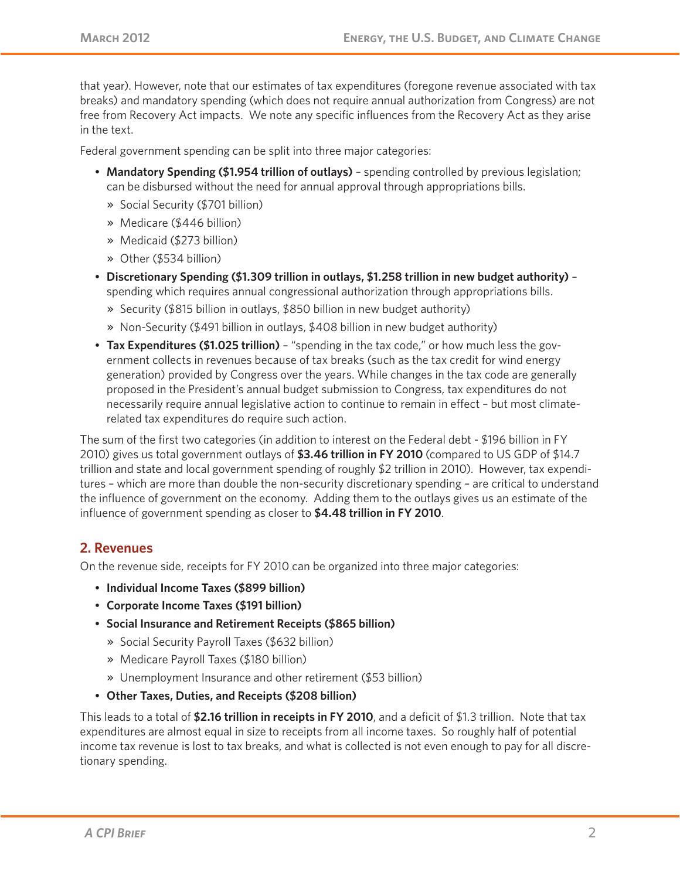that year). However, note that our estimates of tax expenditures (foregone revenue associated with tax breaks) and mandatory spending (which does not require annual authorization from Congress) are not free from Recovery Act impacts. We note any specific influences from the Recovery Act as they arise in the text.

Federal government spending can be split into three major categories:

- **Mandatory Spending ($1.954 trillion of outlays)** – spending controlled by previous legislation; can be disbursed without the need for annual approval through appropriations bills.
  - Social Security ($701 billion)
  - Medicare ($446 billion)
  - Medicaid ($273 billion)
  - Other ($534 billion)
- **Discretionary Spending ($1.309 trillion in outlays, $1.258 trillion in new budget authority)** – spending which requires annual congressional authorization through appropriations bills.
  - Security ($815 billion in outlays, $850 billion in new budget authority)
  - Non-Security ($491 billion in outlays, $408 billion in new budget authority)
- **Tax Expenditures ($1.025 trillion)** – "spending in the tax code," or how much less the government collects in revenues because of tax breaks (such as the tax credit for wind energy generation) provided by Congress over the years. While changes in the tax code are generally proposed in the President's annual budget submission to Congress, tax expenditures do not necessarily require annual legislative action to continue to remain in effect – but most climate-related tax expenditures do require such action.

The sum of the first two categories (in addition to interest on the Federal debt - $196 billion in FY 2010) gives us total government outlays of **$3.46 trillion in FY 2010** (compared to US GDP of $14.7 trillion and state and local government spending of roughly $2 trillion in 2010). However, tax expenditures – which are more than double the non-security discretionary spending – are critical to understand the influence of government on the economy. Adding them to the outlays gives us an estimate of the influence of government spending as closer to **$4.48 trillion in FY 2010**.

## 2. Revenues

On the revenue side, receipts for FY 2010 can be organized into three major categories:

- **Individual Income Taxes ($899 billion)**
- **Corporate Income Taxes ($191 billion)**
- **Social Insurance and Retirement Receipts ($865 billion)**
  - Social Security Payroll Taxes ($632 billion)
  - Medicare Payroll Taxes ($180 billion)
  - Unemployment Insurance and other retirement ($53 billion)
- **Other Taxes, Duties, and Receipts ($208 billion)**

This leads to a total of **$2.16 trillion in receipts in FY 2010**, and a deficit of $1.3 trillion. Note that tax expenditures are almost equal in size to receipts from all income taxes. So roughly half of potential income tax revenue is lost to tax breaks, and what is collected is not even enough to pay for all discretionary spending.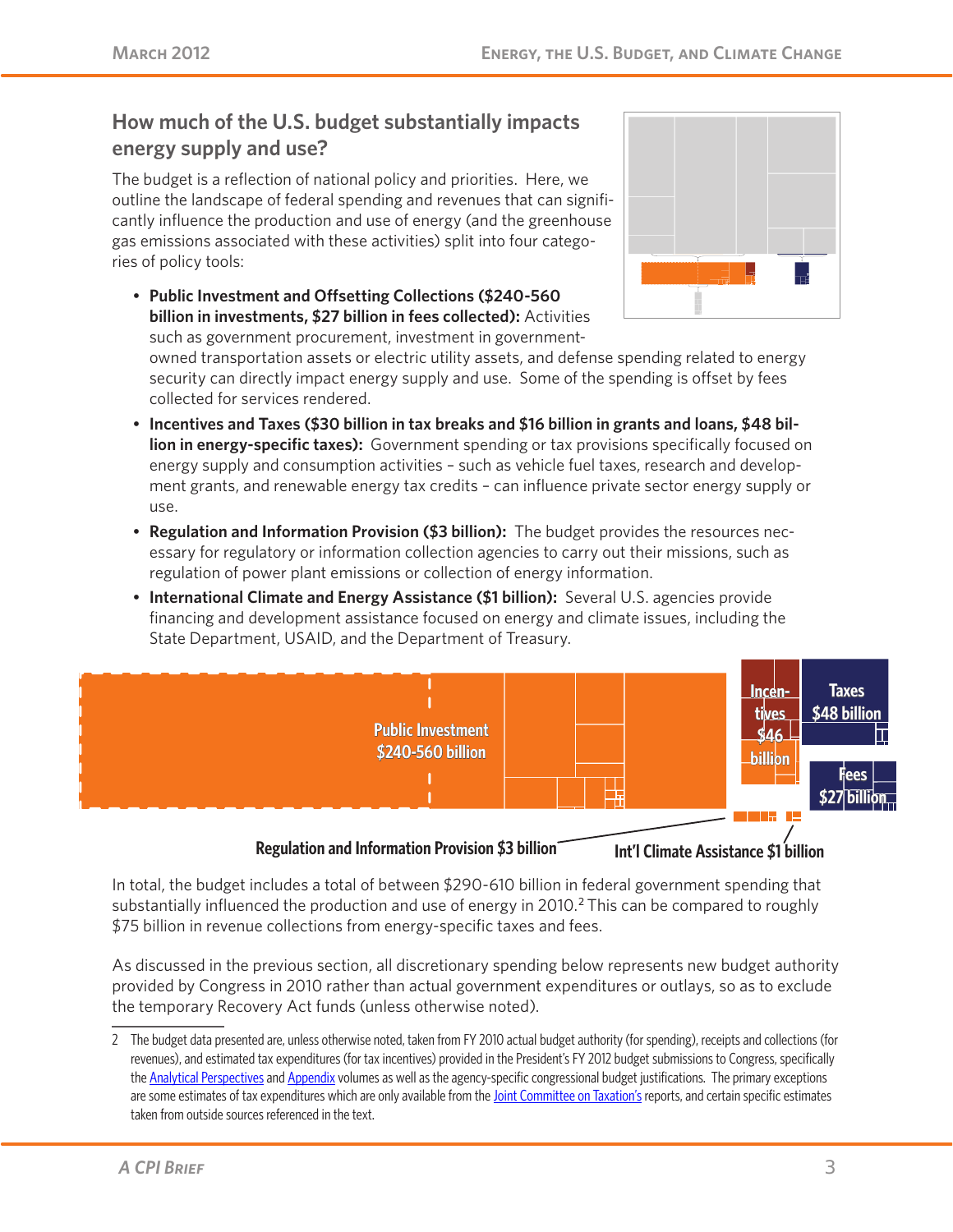## How much of the U.S. budget substantially impacts energy supply and use?

The budget is a reflection of national policy and priorities. Here, we outline the landscape of federal spending and revenues that can significantly influence the production and use of energy (and the greenhouse gas emissions associated with these activities) split into four categories of policy tools:

- **Public Investment and Offsetting Collections ($240-560 billion in investments, $27 billion in fees collected):** Activities such as government procurement, investment in government-owned transportation assets or electric utility assets, and defense spending related to energy security can directly impact energy supply and use. Some of the spending is offset by fees collected for services rendered.
- **Incentives and Taxes ($30 billion in tax breaks and $16 billion in grants and loans, $48 billion in energy-specific taxes):** Government spending or tax provisions specifically focused on energy supply and consumption activities – such as vehicle fuel taxes, research and development grants, and renewable energy tax credits – can influence private sector energy supply or use.
- **Regulation and Information Provision ($3 billion):** The budget provides the resources necessary for regulatory or information collection agencies to carry out their missions, such as regulation of power plant emissions or collection of energy information.
- **International Climate and Energy Assistance ($1 billion):** Several U.S. agencies provide financing and development assistance focused on energy and climate issues, including the State Department, USAID, and the Department of Treasury.

Public Investment $240-560 billion

Incentives $46 billion

Taxes $48 billion

Fees $27 billion

Regulation and Information Provision $3 billion

Int'l Climate Assistance $1 billion

In total, the budget includes a total of between $290-610 billion in federal government spending that substantially influenced the production and use of energy in 2010.[2] This can be compared to roughly $75 billion in revenue collections from energy-specific taxes and fees.

As discussed in the previous section, all discretionary spending below represents new budget authority provided by Congress in 2010 rather than actual government expenditures or outlays, so as to exclude the temporary Recovery Act funds (unless otherwise noted).

---

2 The budget data presented are, unless otherwise noted, taken from FY 2010 actual budget authority (for spending), receipts and collections (for revenues), and estimated tax expenditures (for tax incentives) provided in the President's FY 2012 budget submissions to Congress, specifically the Analytical Perspectives and Appendix volumes as well as the agency-specific congressional budget justifications. The primary exceptions are some estimates of tax expenditures which are only available from the Joint Committee on Taxation's reports, and certain specific estimates taken from outside sources referenced in the text.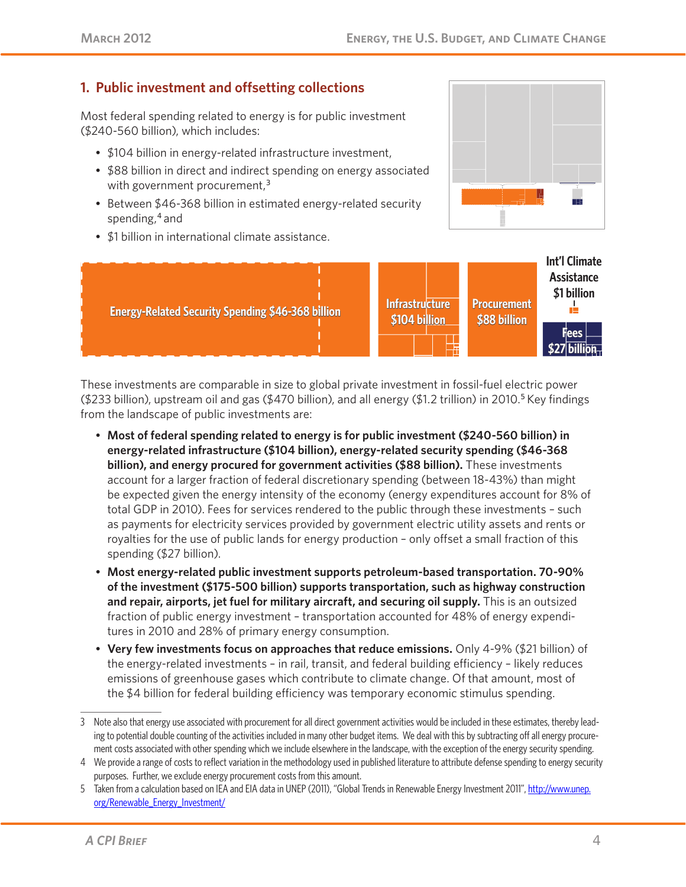## 1. Public investment and offsetting collections

Most federal spending related to energy is for public investment ($240-560 billion), which includes:

- $104 billion in energy-related infrastructure investment,
- $88 billion in direct and indirect spending on energy associated with government procurement,[3]
- Between $46-368 billion in estimated energy-related security spending,[4] and
- $1 billion in international climate assistance.

Energy-Related Security Spending $46-368 billion

Infrastructure $104 billion

Procurement $88 billion

Int'l Climate Assistance $1 billion

Fees $27 billion

These investments are comparable in size to global private investment in fossil-fuel electric power ($233 billion), upstream oil and gas ($470 billion), and all energy ($1.2 trillion) in 2010.[5] Key findings from the landscape of public investments are:

- **Most of federal spending related to energy is for public investment ($240-560 billion) in energy-related infrastructure ($104 billion), energy-related security spending ($46-368 billion), and energy procured for government activities ($88 billion).** These investments account for a larger fraction of federal discretionary spending (between 18-43%) than might be expected given the energy intensity of the economy (energy expenditures account for 8% of total GDP in 2010). Fees for services rendered to the public through these investments – such as payments for electricity services provided by government electric utility assets and rents or royalties for the use of public lands for energy production – only offset a small fraction of this spending ($27 billion).
- **Most energy-related public investment supports petroleum-based transportation. 70-90% of the investment ($175-500 billion) supports transportation, such as highway construction and repair, airports, jet fuel for military aircraft, and securing oil supply.** This is an outsized fraction of public energy investment – transportation accounted for 48% of energy expenditures in 2010 and 28% of primary energy consumption.
- **Very few investments focus on approaches that reduce emissions.** Only 4-9% ($21 billion) of the energy-related investments – in rail, transit, and federal building efficiency – likely reduces emissions of greenhouse gases which contribute to climate change. Of that amount, most of the $4 billion for federal building efficiency was temporary economic stimulus spending.

---

3 Note also that energy use associated with procurement for all direct government activities would be included in these estimates, thereby leading to potential double counting of the activities included in many other budget items. We deal with this by subtracting off all energy procurement costs associated with other spending which we include elsewhere in the landscape, with the exception of the energy security spending.

4 We provide a range of costs to reflect variation in the methodology used in published literature to attribute defense spending to energy security purposes. Further, we exclude energy procurement costs from this amount.

5 Taken from a calculation based on IEA and EIA data in UNEP (2011), "Global Trends in Renewable Energy Investment 2011", http://www.unep.org/Renewable_Energy_Investment/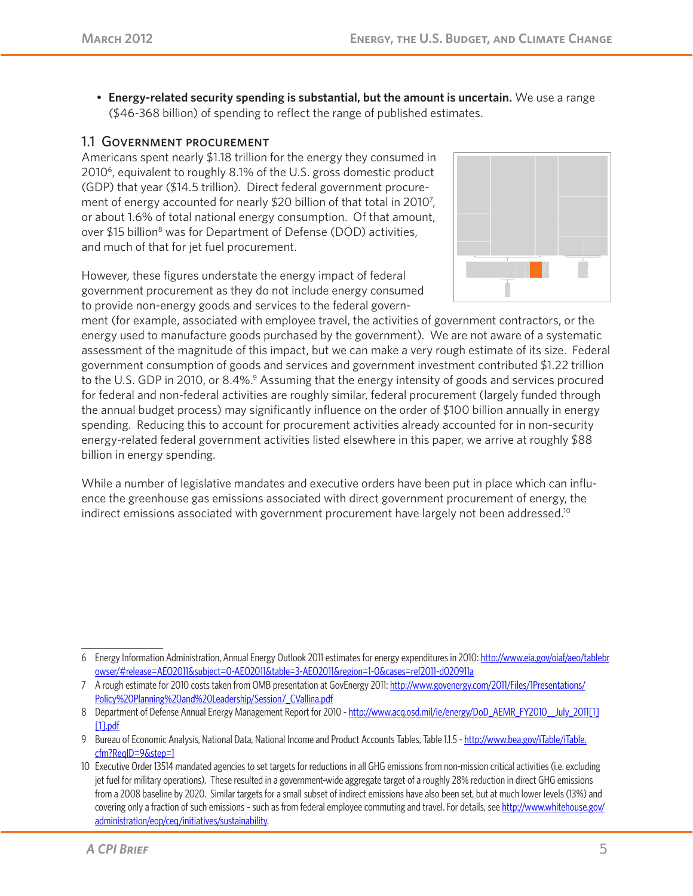- **Energy-related security spending is substantial, but the amount is uncertain.** We use a range ($46-368 billion) of spending to reflect the range of published estimates.

## 1.1 Government procurement

Americans spent nearly $1.18 trillion for the energy they consumed in 2010[6], equivalent to roughly 8.1% of the U.S. gross domestic product (GDP) that year ($14.5 trillion). Direct federal government procurement of energy accounted for nearly $20 billion of that total in 2010[7], or about 1.6% of total national energy consumption. Of that amount, over $15 billion[8] was for Department of Defense (DOD) activities, and much of that for jet fuel procurement.

However, these figures understate the energy impact of federal government procurement as they do not include energy consumed to provide non-energy goods and services to the federal government (for example, associated with employee travel, the activities of government contractors, or the energy used to manufacture goods purchased by the government). We are not aware of a systematic assessment of the magnitude of this impact, but we can make a very rough estimate of its size. Federal government consumption of goods and services and government investment contributed $1.22 trillion to the U.S. GDP in 2010, or 8.4%.[9] Assuming that the energy intensity of goods and services procured for federal and non-federal activities are roughly similar, federal procurement (largely funded through the annual budget process) may significantly influence on the order of $100 billion annually in energy spending. Reducing this to account for procurement activities already accounted for in non-security energy-related federal government activities listed elsewhere in this paper, we arrive at roughly $88 billion in energy spending.

While a number of legislative mandates and executive orders have been put in place which can influence the greenhouse gas emissions associated with direct government procurement of energy, the indirect emissions associated with government procurement have largely not been addressed.[10]

---

6 Energy Information Administration, Annual Energy Outlook 2011 estimates for energy expenditures in 2010: http://www.eia.gov/oiaf/aeo/tablebrowser/#release=AEO2011&subject=0-AEO2011&table=3-AEO2011&region=1-0&cases=ref2011-d020911a

7 A rough estimate for 2010 costs taken from OMB presentation at GovEnergy 2011: http://www.govenergy.com/2011/Files/1Presentations/Policy%20Planning%20and%20Leadership/Session7_CVallina.pdf

8 Department of Defense Annual Energy Management Report for 2010 - http://www.acq.osd.mil/ie/energy/DoD_AEMR_FY2010__July_2011[1][1].pdf

9 Bureau of Economic Analysis, National Data, National Income and Product Accounts Tables, Table 1.1.5 - http://www.bea.gov/iTable/iTable.cfm?ReqID=9&step=1

10 Executive Order 13514 mandated agencies to set targets for reductions in all GHG emissions from non-mission critical activities (i.e. excluding jet fuel for military operations). These resulted in a government-wide aggregate target of a roughly 28% reduction in direct GHG emissions from a 2008 baseline by 2020. Similar targets for a small subset of indirect emissions have also been set, but at much lower levels (13%) and covering only a fraction of such emissions - such as from federal employee commuting and travel. For details, see http://www.whitehouse.gov/administration/eop/ceq/initiatives/sustainability.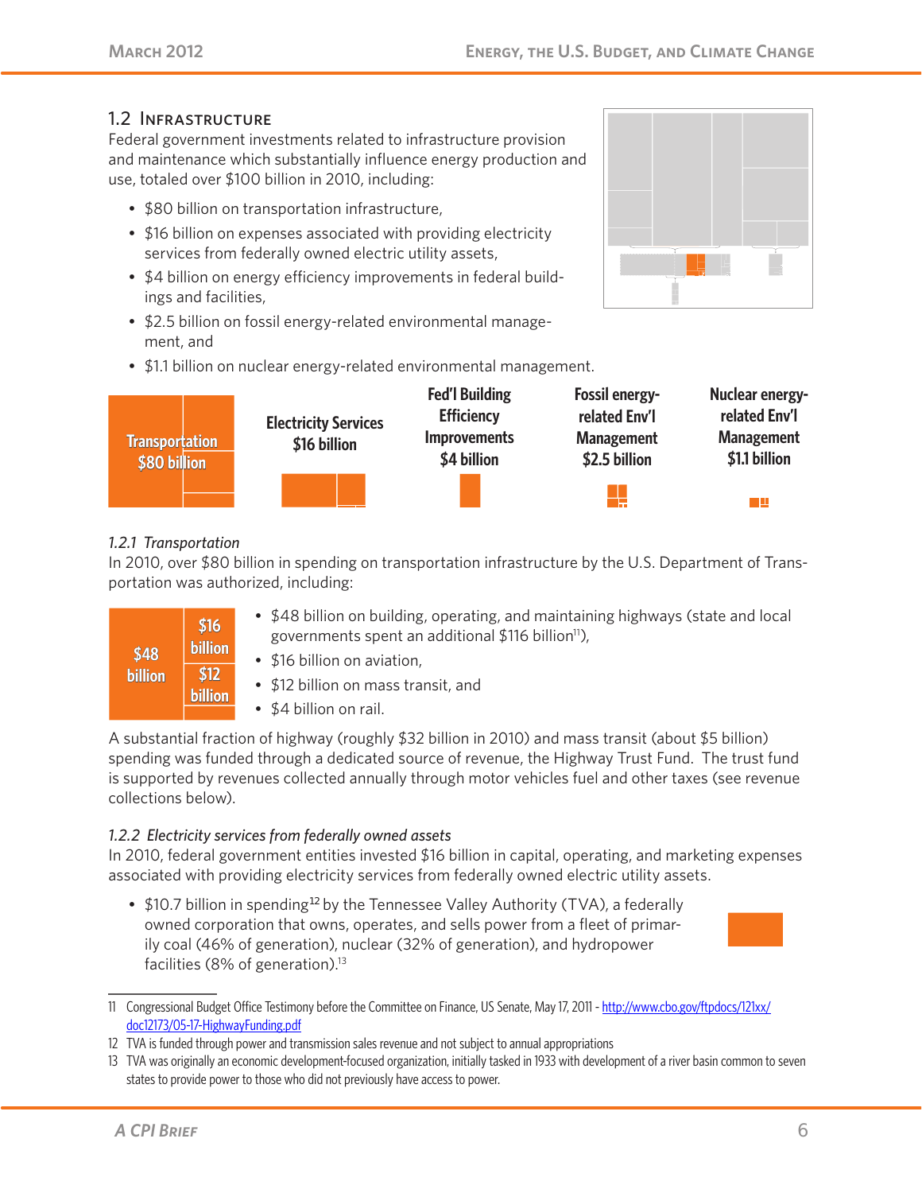## 1.2 Infrastructure

Federal government investments related to infrastructure provision and maintenance which substantially influence energy production and use, totaled over $100 billion in 2010, including:

- $80 billion on transportation infrastructure,
- $16 billion on expenses associated with providing electricity services from federally owned electric utility assets,
- $4 billion on energy efficiency improvements in federal buildings and facilities,
- $2.5 billion on fossil energy-related environmental management, and
- $1.1 billion on nuclear energy-related environmental management.

Transportation $80 billion | Electricity Services $16 billion | Fed'l Building Efficiency Improvements $4 billion | Fossil energy-related Env'l Management $2.5 billion | Nuclear energy-related Env'l Management $1.1 billion

### 1.2.1 Transportation

In 2010, over $80 billion in spending on transportation infrastructure by the U.S. Department of Transportation was authorized, including:

$48 billion | $16 billion | $12 billion

- $48 billion on building, operating, and maintaining highways (state and local governments spent an additional $116 billion[11]),
- $16 billion on aviation,
- $12 billion on mass transit, and
- $4 billion on rail.

A substantial fraction of highway (roughly $32 billion in 2010) and mass transit (about $5 billion) spending was funded through a dedicated source of revenue, the Highway Trust Fund. The trust fund is supported by revenues collected annually through motor vehicles fuel and other taxes (see revenue collections below).

### 1.2.2 Electricity services from federally owned assets

In 2010, federal government entities invested $16 billion in capital, operating, and marketing expenses associated with providing electricity services from federally owned electric utility assets.

- $10.7 billion in spending[12] by the Tennessee Valley Authority (TVA), a federally owned corporation that owns, operates, and sells power from a fleet of primarily coal (46% of generation), nuclear (32% of generation), and hydropower facilities (8% of generation).[13]

---

11 Congressional Budget Office Testimony before the Committee on Finance, US Senate, May 17, 2011 - http://www.cbo.gov/ftpdocs/121xx/doc12173/05-17-HighwayFunding.pdf

12 TVA is funded through power and transmission sales revenue and not subject to annual appropriations

13 TVA was originally an economic development-focused organization, initially tasked in 1933 with development of a river basin common to seven states to provide power to those who did not previously have access to power.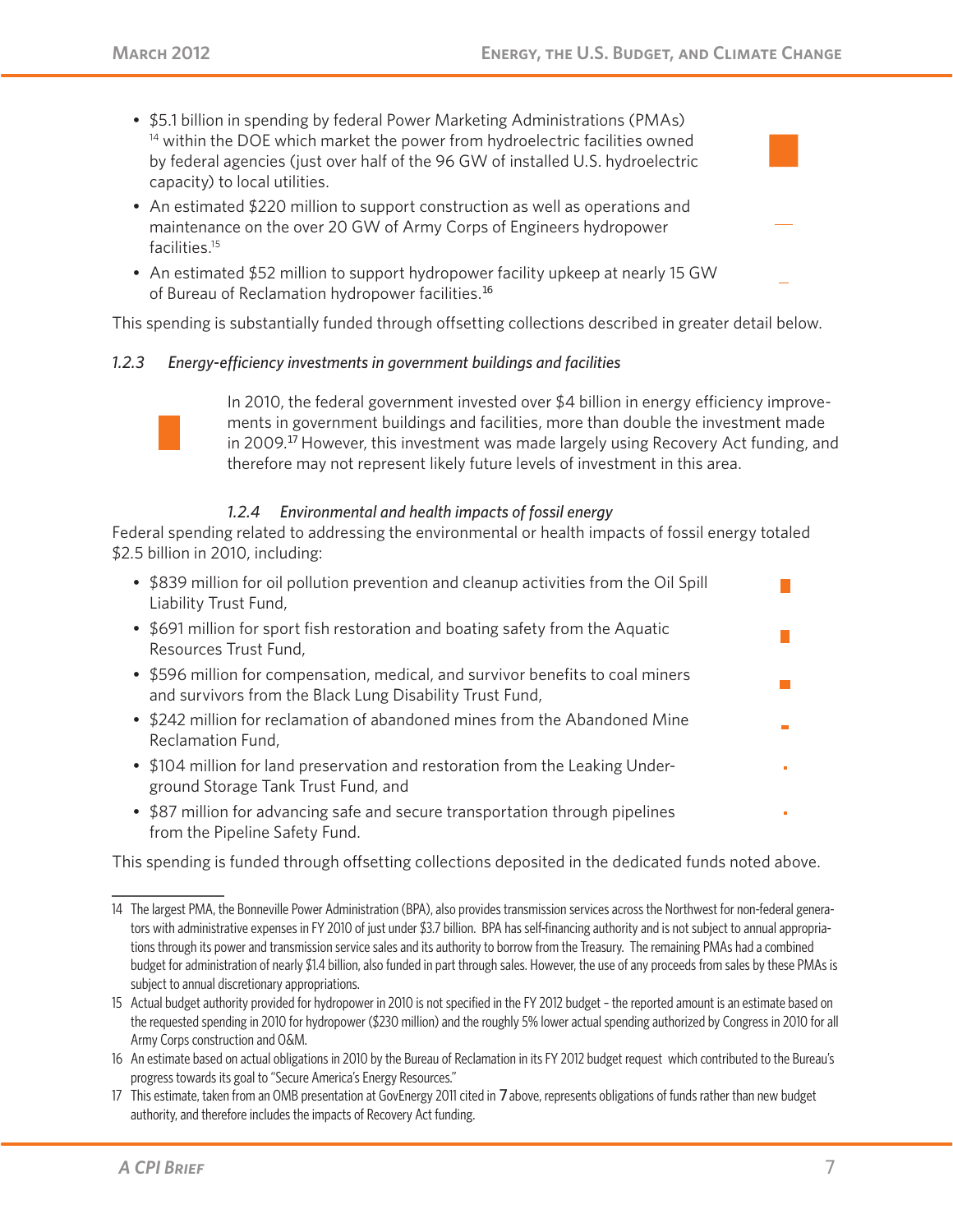- $5.1 billion in spending by federal Power Marketing Administrations (PMAs)[14] within the DOE which market the power from hydroelectric facilities owned by federal agencies (just over half of the 96 GW of installed U.S. hydroelectric capacity) to local utilities.
- An estimated $220 million to support construction as well as operations and maintenance on the over 20 GW of Army Corps of Engineers hydropower facilities.[15]
- An estimated $52 million to support hydropower facility upkeep at nearly 15 GW of Bureau of Reclamation hydropower facilities.[16]

This spending is substantially funded through offsetting collections described in greater detail below.

### *1.2.3 Energy-efficiency investments in government buildings and facilities*

In 2010, the federal government invested over $4 billion in energy efficiency improvements in government buildings and facilities, more than double the investment made in 2009.[17] However, this investment was made largely using Recovery Act funding, and therefore may not represent likely future levels of investment in this area.

### *1.2.4 Environmental and health impacts of fossil energy*

Federal spending related to addressing the environmental or health impacts of fossil energy totaled $2.5 billion in 2010, including:

- $839 million for oil pollution prevention and cleanup activities from the Oil Spill Liability Trust Fund,
- $691 million for sport fish restoration and boating safety from the Aquatic Resources Trust Fund,
- $596 million for compensation, medical, and survivor benefits to coal miners and survivors from the Black Lung Disability Trust Fund,
- $242 million for reclamation of abandoned mines from the Abandoned Mine Reclamation Fund,
- $104 million for land preservation and restoration from the Leaking Underground Storage Tank Trust Fund, and
- $87 million for advancing safe and secure transportation through pipelines from the Pipeline Safety Fund.

This spending is funded through offsetting collections deposited in the dedicated funds noted above.

---

14 The largest PMA, the Bonneville Power Administration (BPA), also provides transmission services across the Northwest for non-federal generators with administrative expenses in FY 2010 of just under $3.7 billion. BPA has self-financing authority and is not subject to annual appropriations through its power and transmission service sales and its authority to borrow from the Treasury. The remaining PMAs had a combined budget for administration of nearly $1.4 billion, also funded in part through sales. However, the use of any proceeds from sales by these PMAs is subject to annual discretionary appropriations.

15 Actual budget authority provided for hydropower in 2010 is not specified in the FY 2012 budget – the reported amount is an estimate based on the requested spending in 2010 for hydropower ($230 million) and the roughly 5% lower actual spending authorized by Congress in 2010 for all Army Corps construction and O&M.

16 An estimate based on actual obligations in 2010 by the Bureau of Reclamation in its FY 2012 budget request which contributed to the Bureau's progress towards its goal to "Secure America's Energy Resources."

17 This estimate, taken from an OMB presentation at GovEnergy 2011 cited in 7 above, represents obligations of funds rather than new budget authority, and therefore includes the impacts of Recovery Act funding.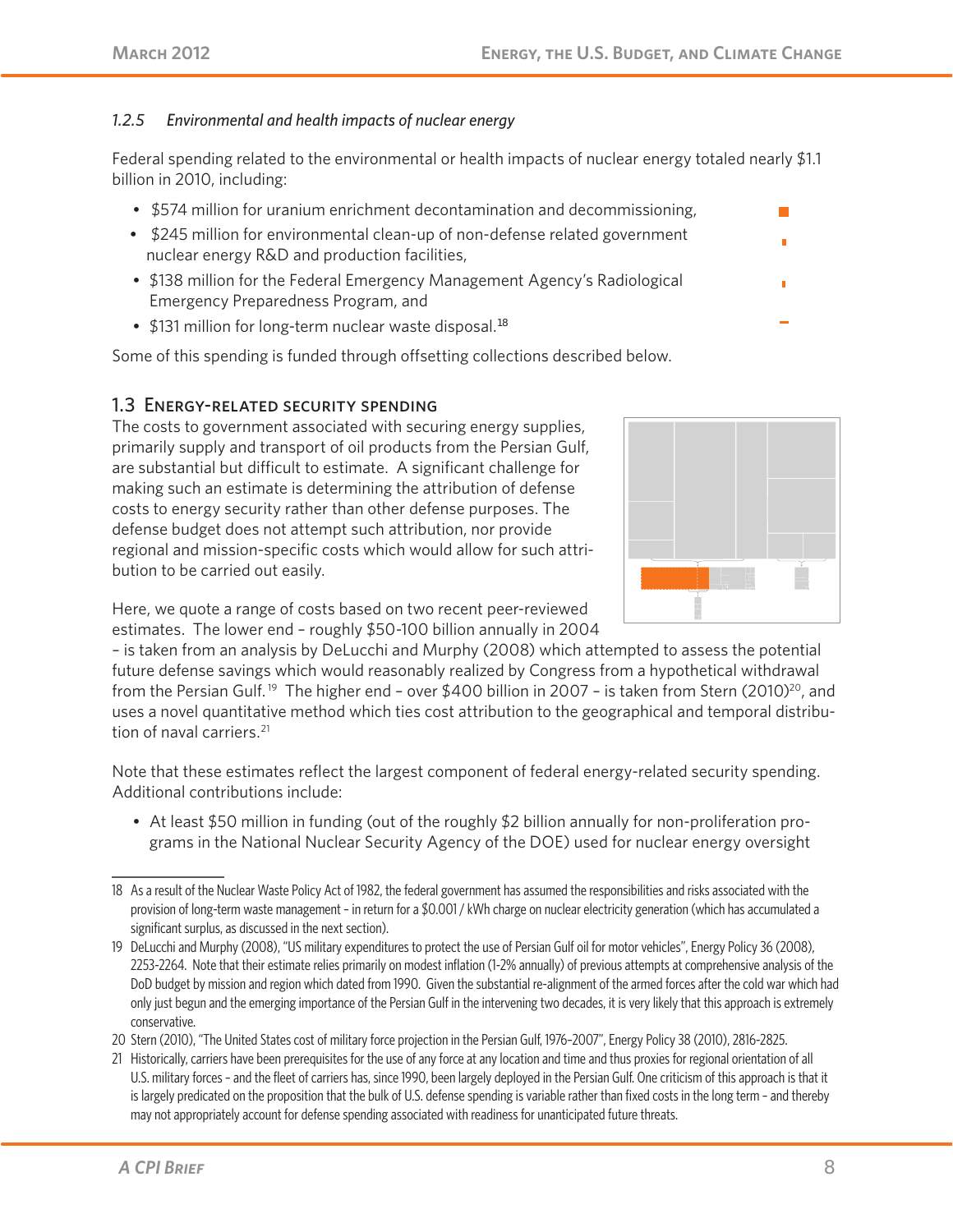#### 1.2.5 Environmental and health impacts of nuclear energy

Federal spending related to the environmental or health impacts of nuclear energy totaled nearly $1.1 billion in 2010, including:

- $574 million for uranium enrichment decontamination and decommissioning,
- $245 million for environmental clean-up of non-defense related government nuclear energy R&D and production facilities,
- $138 million for the Federal Emergency Management Agency's Radiological Emergency Preparedness Program, and
- $131 million for long-term nuclear waste disposal.[18]

Some of this spending is funded through offsetting collections described below.

## 1.3 Energy-related security spending

The costs to government associated with securing energy supplies, primarily supply and transport of oil products from the Persian Gulf, are substantial but difficult to estimate. A significant challenge for making such an estimate is determining the attribution of defense costs to energy security rather than other defense purposes. The defense budget does not attempt such attribution, nor provide regional and mission-specific costs which would allow for such attribution to be carried out easily.

Here, we quote a range of costs based on two recent peer-reviewed estimates. The lower end – roughly $50-100 billion annually in 2004 – is taken from an analysis by DeLucchi and Murphy (2008) which attempted to assess the potential future defense savings which would reasonably realized by Congress from a hypothetical withdrawal from the Persian Gulf.[19] The higher end – over $400 billion in 2007 – is taken from Stern (2010)[20], and uses a novel quantitative method which ties cost attribution to the geographical and temporal distribution of naval carriers.[21]

Note that these estimates reflect the largest component of federal energy-related security spending. Additional contributions include:

- At least $50 million in funding (out of the roughly $2 billion annually for non-proliferation programs in the National Nuclear Security Agency of the DOE) used for nuclear energy oversight

---

18 As a result of the Nuclear Waste Policy Act of 1982, the federal government has assumed the responsibilities and risks associated with the provision of long-term waste management – in return for a $0.001 / kWh charge on nuclear electricity generation (which has accumulated a significant surplus, as discussed in the next section).

19 DeLucchi and Murphy (2008), "US military expenditures to protect the use of Persian Gulf oil for motor vehicles", Energy Policy 36 (2008), 2253-2264. Note that their estimate relies primarily on modest inflation (1-2% annually) of previous attempts at comprehensive analysis of the DoD budget by mission and region which dated from 1990. Given the substantial re-alignment of the armed forces after the cold war which had only just begun and the emerging importance of the Persian Gulf in the intervening two decades, it is very likely that this approach is extremely conservative.

20 Stern (2010), "The United States cost of military force projection in the Persian Gulf, 1976-2007", Energy Policy 38 (2010), 2816-2825.

21 Historically, carriers have been prerequisites for the use of any force at any location and time and thus proxies for regional orientation of all U.S. military forces – and the fleet of carriers has, since 1990, been largely deployed in the Persian Gulf. One criticism of this approach is that it is largely predicated on the proposition that the bulk of U.S. defense spending is variable rather than fixed costs in the long term – and thereby may not appropriately account for defense spending associated with readiness for unanticipated future threats.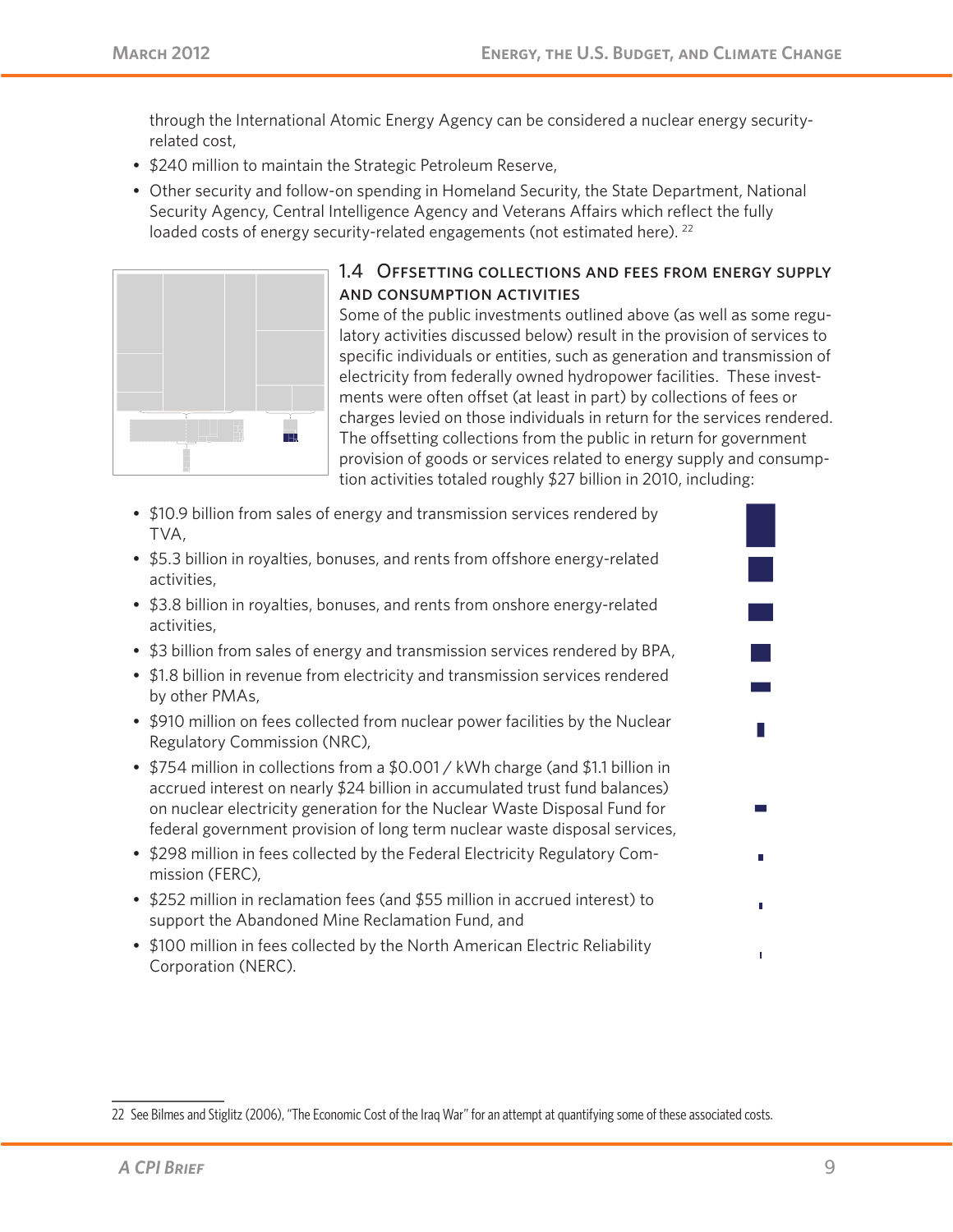through the International Atomic Energy Agency can be considered a nuclear energy security-related cost,

- $240 million to maintain the Strategic Petroleum Reserve,
- Other security and follow-on spending in Homeland Security, the State Department, National Security Agency, Central Intelligence Agency and Veterans Affairs which reflect the fully loaded costs of energy security-related engagements (not estimated here). [22]

## 1.4 Offsetting collections and fees from energy supply and consumption activities

Some of the public investments outlined above (as well as some regulatory activities discussed below) result in the provision of services to specific individuals or entities, such as generation and transmission of electricity from federally owned hydropower facilities. These investments were often offset (at least in part) by collections of fees or charges levied on those individuals in return for the services rendered. The offsetting collections from the public in return for government provision of goods or services related to energy supply and consumption activities totaled roughly $27 billion in 2010, including:

- $10.9 billion from sales of energy and transmission services rendered by TVA,
- $5.3 billion in royalties, bonuses, and rents from offshore energy-related activities,
- $3.8 billion in royalties, bonuses, and rents from onshore energy-related activities,
- $3 billion from sales of energy and transmission services rendered by BPA,
- $1.8 billion in revenue from electricity and transmission services rendered by other PMAs,
- $910 million on fees collected from nuclear power facilities by the Nuclear Regulatory Commission (NRC),
- $754 million in collections from a $0.001 / kWh charge (and $1.1 billion in accrued interest on nearly $24 billion in accumulated trust fund balances) on nuclear electricity generation for the Nuclear Waste Disposal Fund for federal government provision of long term nuclear waste disposal services,
- $298 million in fees collected by the Federal Electricity Regulatory Commission (FERC),
- $252 million in reclamation fees (and $55 million in accrued interest) to support the Abandoned Mine Reclamation Fund, and
- $100 million in fees collected by the North American Electric Reliability Corporation (NERC).

22 See Bilmes and Stiglitz (2006), "The Economic Cost of the Iraq War" for an attempt at quantifying some of these associated costs.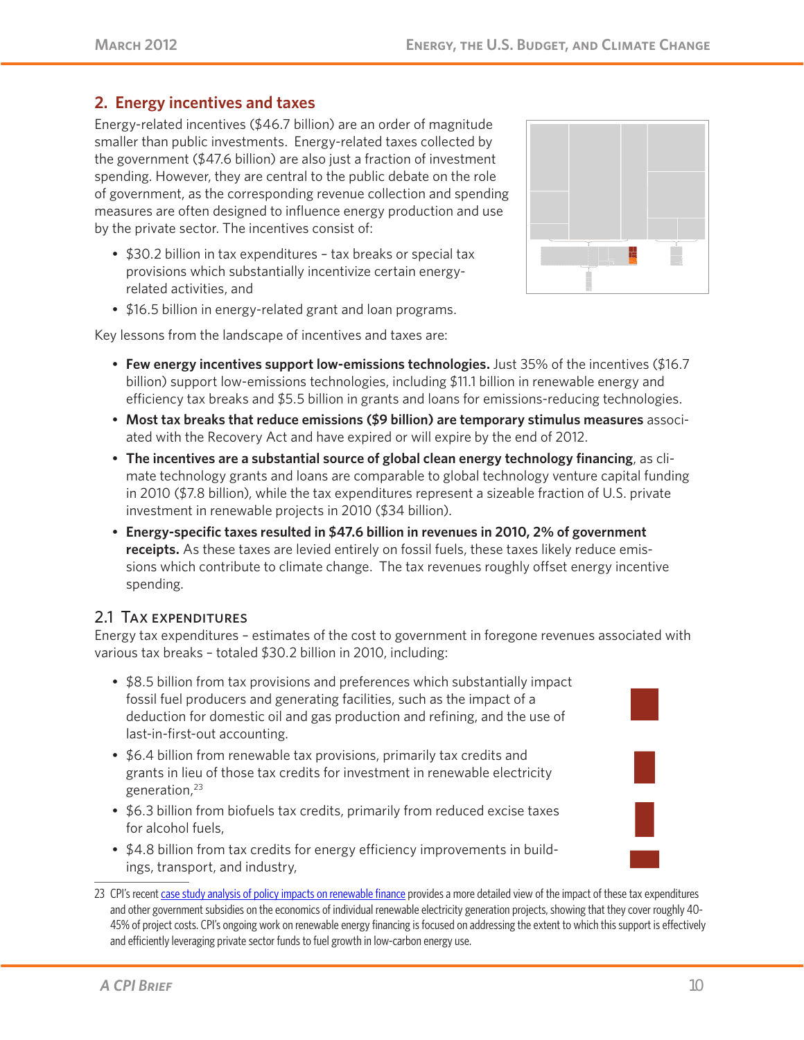## 2. Energy incentives and taxes

Energy-related incentives ($46.7 billion) are an order of magnitude smaller than public investments. Energy-related taxes collected by the government ($47.6 billion) are also just a fraction of investment spending. However, they are central to the public debate on the role of government, as the corresponding revenue collection and spending measures are often designed to influence energy production and use by the private sector. The incentives consist of:

- $30.2 billion in tax expenditures – tax breaks or special tax provisions which substantially incentivize certain energy-related activities, and
- $16.5 billion in energy-related grant and loan programs.

Key lessons from the landscape of incentives and taxes are:

- **Few energy incentives support low-emissions technologies.** Just 35% of the incentives ($16.7 billion) support low-emissions technologies, including $11.1 billion in renewable energy and efficiency tax breaks and $5.5 billion in grants and loans for emissions-reducing technologies.
- **Most tax breaks that reduce emissions ($9 billion) are temporary stimulus measures** associated with the Recovery Act and have expired or will expire by the end of 2012.
- **The incentives are a substantial source of global clean energy technology financing**, as climate technology grants and loans are comparable to global technology venture capital funding in 2010 ($7.8 billion), while the tax expenditures represent a sizeable fraction of U.S. private investment in renewable projects in 2010 ($34 billion).
- **Energy-specific taxes resulted in $47.6 billion in revenues in 2010, 2% of government receipts.** As these taxes are levied entirely on fossil fuels, these taxes likely reduce emissions which contribute to climate change. The tax revenues roughly offset energy incentive spending.

### 2.1 Tax expenditures

Energy tax expenditures – estimates of the cost to government in foregone revenues associated with various tax breaks – totaled $30.2 billion in 2010, including:

- $8.5 billion from tax provisions and preferences which substantially impact fossil fuel producers and generating facilities, such as the impact of a deduction for domestic oil and gas production and refining, and the use of last-in-first-out accounting.
- $6.4 billion from renewable tax provisions, primarily tax credits and grants in lieu of those tax credits for investment in renewable electricity generation,[23]
- $6.3 billion from biofuels tax credits, primarily from reduced excise taxes for alcohol fuels,
- $4.8 billion from tax credits for energy efficiency improvements in buildings, transport, and industry,

23 CPI's recent case study analysis of policy impacts on renewable finance provides a more detailed view of the impact of these tax expenditures and other government subsidies on the economics of individual renewable electricity generation projects, showing that they cover roughly 40-45% of project costs. CPI's ongoing work on renewable energy financing is focused on addressing the extent to which this support is effectively and efficiently leveraging private sector funds to fuel growth in low-carbon energy use.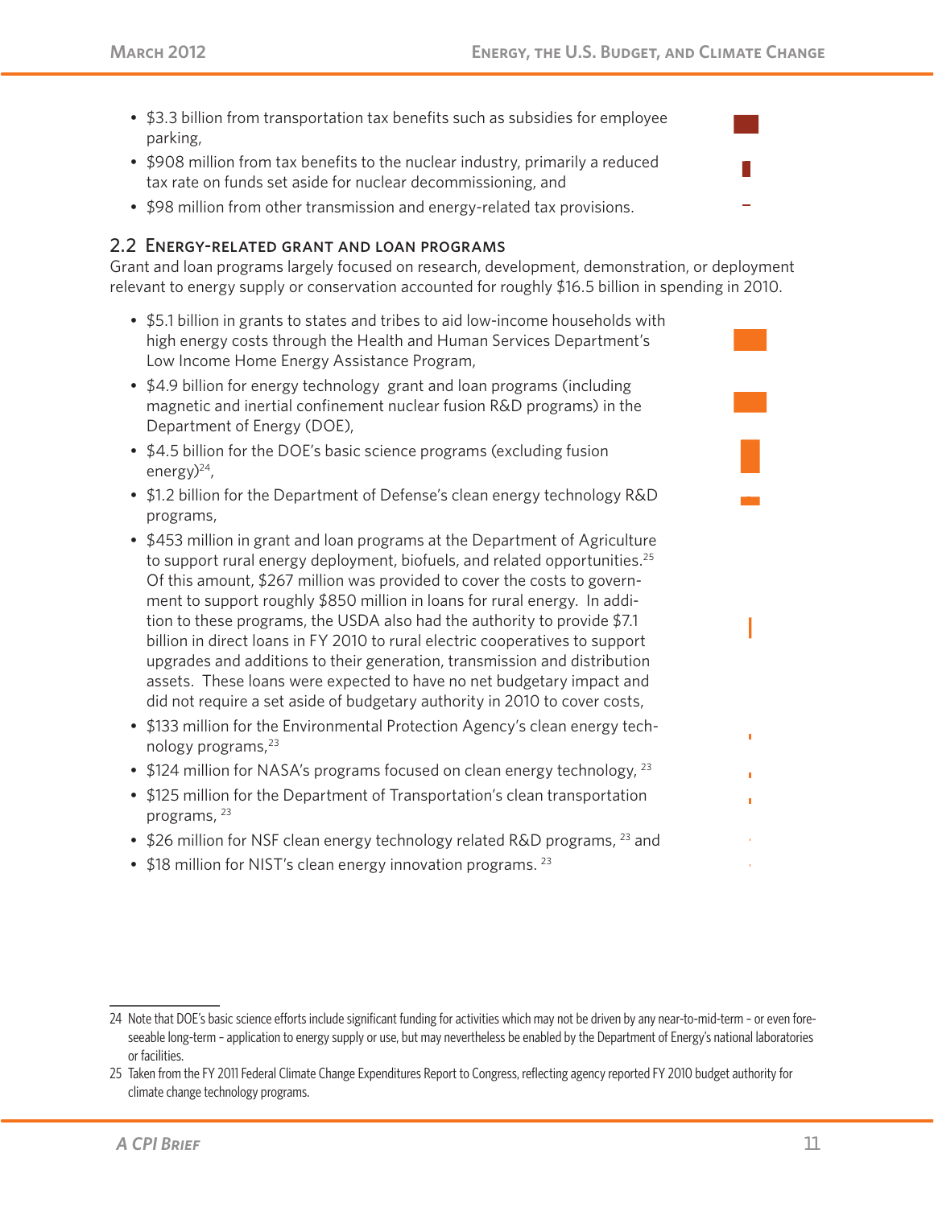- $3.3 billion from transportation tax benefits such as subsidies for employee parking,
- $908 million from tax benefits to the nuclear industry, primarily a reduced tax rate on funds set aside for nuclear decommissioning, and
- $98 million from other transmission and energy-related tax provisions.

## 2.2 Energy-related grant and loan programs

Grant and loan programs largely focused on research, development, demonstration, or deployment relevant to energy supply or conservation accounted for roughly $16.5 billion in spending in 2010.

- $5.1 billion in grants to states and tribes to aid low-income households with high energy costs through the Health and Human Services Department's Low Income Home Energy Assistance Program,
- $4.9 billion for energy technology grant and loan programs (including magnetic and inertial confinement nuclear fusion R&D programs) in the Department of Energy (DOE),
- $4.5 billion for the DOE's basic science programs (excluding fusion energy)[24],
- $1.2 billion for the Department of Defense's clean energy technology R&D programs,
- $453 million in grant and loan programs at the Department of Agriculture to support rural energy deployment, biofuels, and related opportunities.[25] Of this amount, $267 million was provided to cover the costs to government to support roughly $850 million in loans for rural energy. In addition to these programs, the USDA also had the authority to provide $7.1 billion in direct loans in FY 2010 to rural electric cooperatives to support upgrades and additions to their generation, transmission and distribution assets. These loans were expected to have no net budgetary impact and did not require a set aside of budgetary authority in 2010 to cover costs,
- $133 million for the Environmental Protection Agency's clean energy technology programs,[23]
- $124 million for NASA's programs focused on clean energy technology, [23]
- $125 million for the Department of Transportation's clean transportation programs, [23]
- $26 million for NSF clean energy technology related R&D programs, [23] and
- $18 million for NIST's clean energy innovation programs. [23]

---

24 Note that DOE's basic science efforts include significant funding for activities which may not be driven by any near-to-mid-term – or even foreseeable long-term – application to energy supply or use, but may nevertheless be enabled by the Department of Energy's national laboratories or facilities.

25 Taken from the FY 2011 Federal Climate Change Expenditures Report to Congress, reflecting agency reported FY 2010 budget authority for climate change technology programs.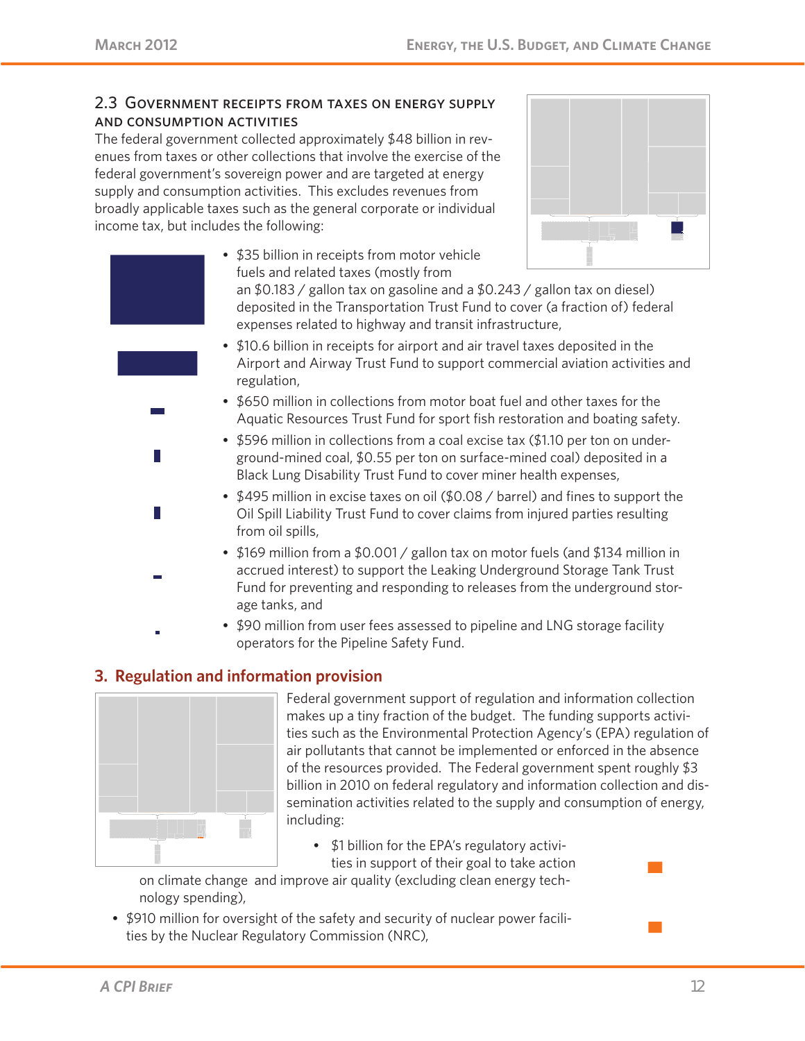## 2.3 Government receipts from taxes on energy supply and consumption activities

The federal government collected approximately $48 billion in revenues from taxes or other collections that involve the exercise of the federal government's sovereign power and are targeted at energy supply and consumption activities. This excludes revenues from broadly applicable taxes such as the general corporate or individual income tax, but includes the following:

- $35 billion in receipts from motor vehicle fuels and related taxes (mostly from an $0.183 / gallon tax on gasoline and a $0.243 / gallon tax on diesel) deposited in the Transportation Trust Fund to cover (a fraction of) federal expenses related to highway and transit infrastructure,
- $10.6 billion in receipts for airport and air travel taxes deposited in the Airport and Airway Trust Fund to support commercial aviation activities and regulation,
- $650 million in collections from motor boat fuel and other taxes for the Aquatic Resources Trust Fund for sport fish restoration and boating safety.
- $596 million in collections from a coal excise tax ($1.10 per ton on underground-mined coal, $0.55 per ton on surface-mined coal) deposited in a Black Lung Disability Trust Fund to cover miner health expenses,
- $495 million in excise taxes on oil ($0.08 / barrel) and fines to support the Oil Spill Liability Trust Fund to cover claims from injured parties resulting from oil spills,
- $169 million from a $0.001 / gallon tax on motor fuels (and $134 million in accrued interest) to support the Leaking Underground Storage Tank Trust Fund for preventing and responding to releases from the underground storage tanks, and
- $90 million from user fees assessed to pipeline and LNG storage facility operators for the Pipeline Safety Fund.

# 3. Regulation and information provision

Federal government support of regulation and information collection makes up a tiny fraction of the budget. The funding supports activities such as the Environmental Protection Agency's (EPA) regulation of air pollutants that cannot be implemented or enforced in the absence of the resources provided. The Federal government spent roughly $3 billion in 2010 on federal regulatory and information collection and dissemination activities related to the supply and consumption of energy, including:

- $1 billion for the EPA's regulatory activities in support of their goal to take action on climate change and improve air quality (excluding clean energy technology spending),
- $910 million for oversight of the safety and security of nuclear power facilities by the Nuclear Regulatory Commission (NRC),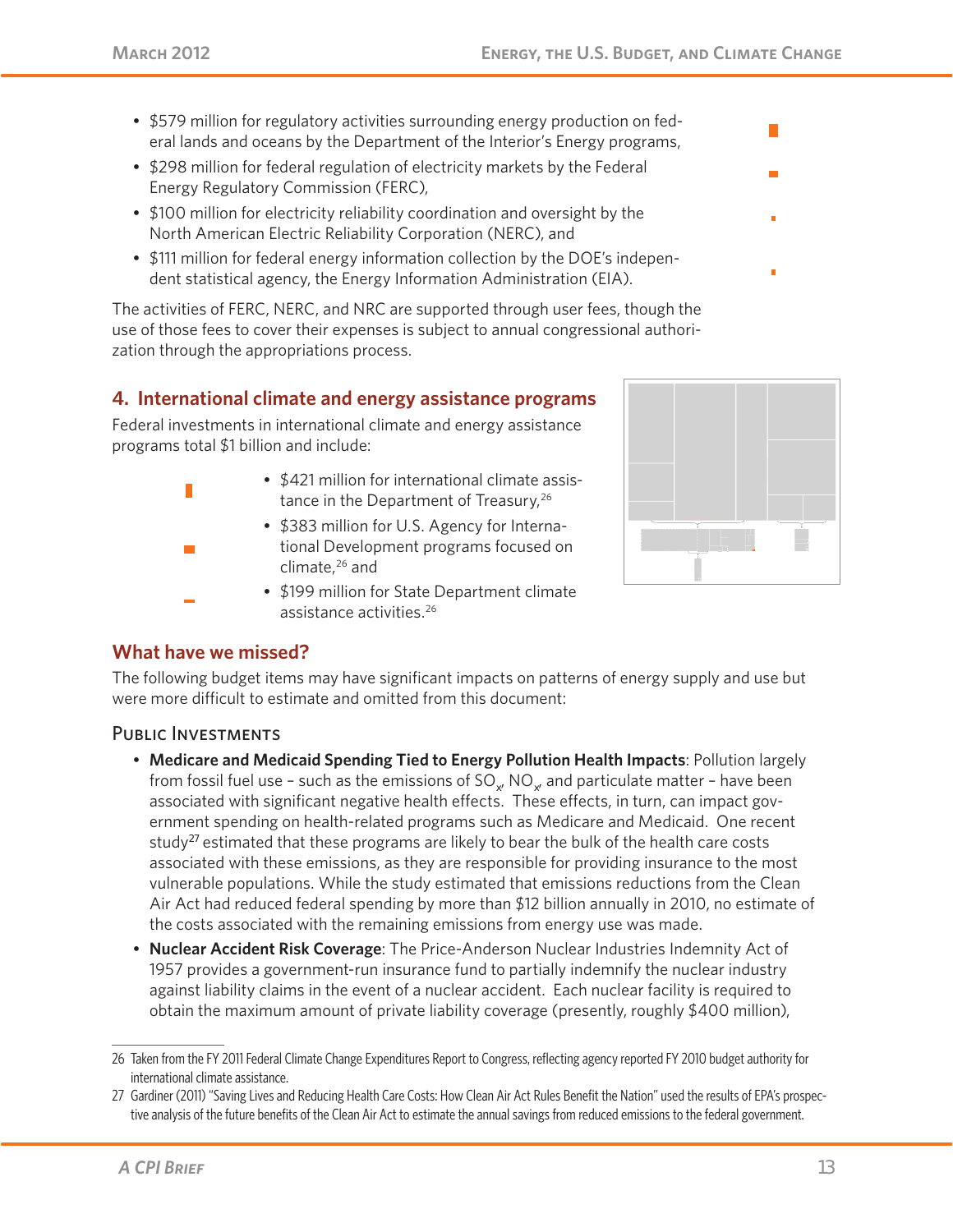- $579 million for regulatory activities surrounding energy production on federal lands and oceans by the Department of the Interior's Energy programs,
- $298 million for federal regulation of electricity markets by the Federal Energy Regulatory Commission (FERC),
- $100 million for electricity reliability coordination and oversight by the North American Electric Reliability Corporation (NERC), and
- $111 million for federal energy information collection by the DOE's independent statistical agency, the Energy Information Administration (EIA).

The activities of FERC, NERC, and NRC are supported through user fees, though the use of those fees to cover their expenses is subject to annual congressional authorization through the appropriations process.

## 4. International climate and energy assistance programs

Federal investments in international climate and energy assistance programs total $1 billion and include:

- $421 million for international climate assistance in the Department of Treasury,[26]
- $383 million for U.S. Agency for International Development programs focused on climate,[26] and
- $199 million for State Department climate assistance activities.[26]

## What have we missed?

The following budget items may have significant impacts on patterns of energy supply and use but were more difficult to estimate and omitted from this document:

### Public Investments

- **Medicare and Medicaid Spending Tied to Energy Pollution Health Impacts**: Pollution largely from fossil fuel use – such as the emissions of $SO_x$, $NO_x$, and particulate matter – have been associated with significant negative health effects. These effects, in turn, can impact government spending on health-related programs such as Medicare and Medicaid. One recent study[27] estimated that these programs are likely to bear the bulk of the health care costs associated with these emissions, as they are responsible for providing insurance to the most vulnerable populations. While the study estimated that emissions reductions from the Clean Air Act had reduced federal spending by more than $12 billion annually in 2010, no estimate of the costs associated with the remaining emissions from energy use was made.
- **Nuclear Accident Risk Coverage**: The Price-Anderson Nuclear Industries Indemnity Act of 1957 provides a government-run insurance fund to partially indemnify the nuclear industry against liability claims in the event of a nuclear accident. Each nuclear facility is required to obtain the maximum amount of private liability coverage (presently, roughly $400 million),

---

26 Taken from the FY 2011 Federal Climate Change Expenditures Report to Congress, reflecting agency reported FY 2010 budget authority for international climate assistance.

27 Gardiner (2011) "Saving Lives and Reducing Health Care Costs: How Clean Air Act Rules Benefit the Nation" used the results of EPA's prospective analysis of the future benefits of the Clean Air Act to estimate the annual savings from reduced emissions to the federal government.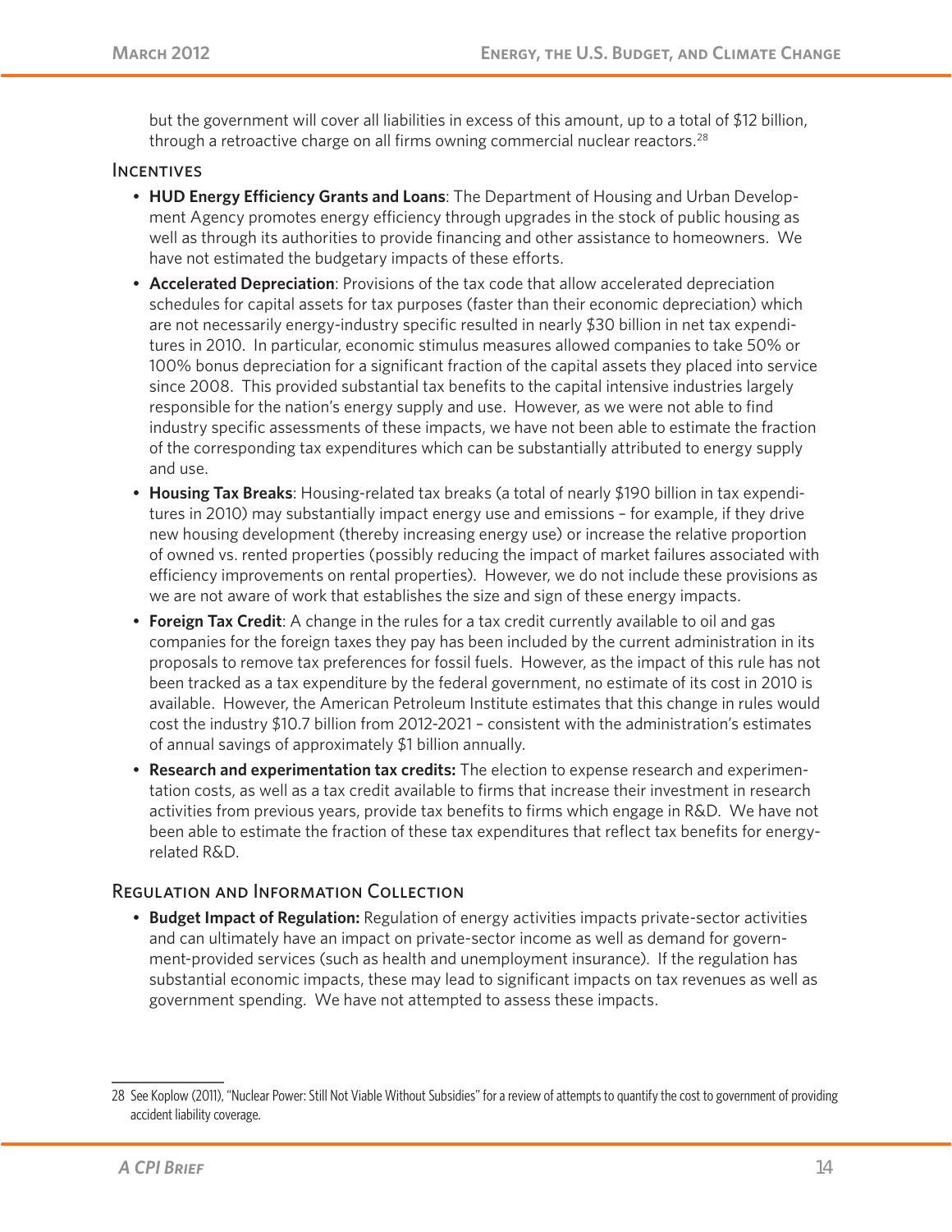but the government will cover all liabilities in excess of this amount, up to a total of $12 billion, through a retroactive charge on all firms owning commercial nuclear reactors.[28]

### Incentives

- **HUD Energy Efficiency Grants and Loans**: The Department of Housing and Urban Development Agency promotes energy efficiency through upgrades in the stock of public housing as well as through its authorities to provide financing and other assistance to homeowners. We have not estimated the budgetary impacts of these efforts.
- **Accelerated Depreciation**: Provisions of the tax code that allow accelerated depreciation schedules for capital assets for tax purposes (faster than their economic depreciation) which are not necessarily energy-industry specific resulted in nearly $30 billion in net tax expenditures in 2010. In particular, economic stimulus measures allowed companies to take 50% or 100% bonus depreciation for a significant fraction of the capital assets they placed into service since 2008. This provided substantial tax benefits to the capital intensive industries largely responsible for the nation's energy supply and use. However, as we were not able to find industry specific assessments of these impacts, we have not been able to estimate the fraction of the corresponding tax expenditures which can be substantially attributed to energy supply and use.
- **Housing Tax Breaks**: Housing-related tax breaks (a total of nearly $190 billion in tax expenditures in 2010) may substantially impact energy use and emissions – for example, if they drive new housing development (thereby increasing energy use) or increase the relative proportion of owned vs. rented properties (possibly reducing the impact of market failures associated with efficiency improvements on rental properties). However, we do not include these provisions as we are not aware of work that establishes the size and sign of these energy impacts.
- **Foreign Tax Credit**: A change in the rules for a tax credit currently available to oil and gas companies for the foreign taxes they pay has been included by the current administration in its proposals to remove tax preferences for fossil fuels. However, as the impact of this rule has not been tracked as a tax expenditure by the federal government, no estimate of its cost in 2010 is available. However, the American Petroleum Institute estimates that this change in rules would cost the industry $10.7 billion from 2012-2021 – consistent with the administration's estimates of annual savings of approximately $1 billion annually.
- **Research and experimentation tax credits:** The election to expense research and experimentation costs, as well as a tax credit available to firms that increase their investment in research activities from previous years, provide tax benefits to firms which engage in R&D. We have not been able to estimate the fraction of these tax expenditures that reflect tax benefits for energy-related R&D.

### Regulation and Information Collection

- **Budget Impact of Regulation:** Regulation of energy activities impacts private-sector activities and can ultimately have an impact on private-sector income as well as demand for government-provided services (such as health and unemployment insurance). If the regulation has substantial economic impacts, these may lead to significant impacts on tax revenues as well as government spending. We have not attempted to assess these impacts.

---

28 See Koplow (2011), "Nuclear Power: Still Not Viable Without Subsidies" for a review of attempts to quantify the cost to government of providing accident liability coverage.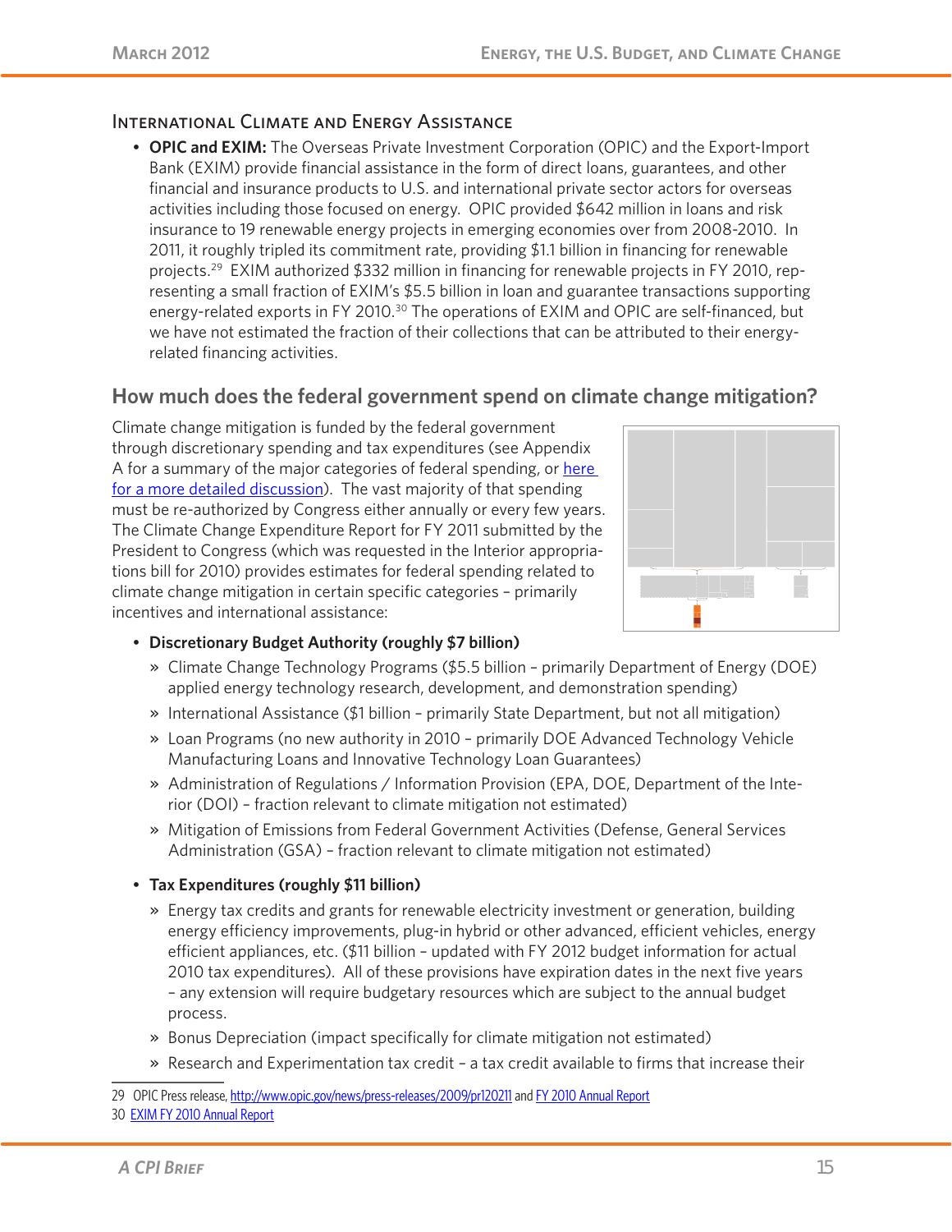### International Climate and Energy Assistance

- **OPIC and EXIM:** The Overseas Private Investment Corporation (OPIC) and the Export-Import Bank (EXIM) provide financial assistance in the form of direct loans, guarantees, and other financial and insurance products to U.S. and international private sector actors for overseas activities including those focused on energy. OPIC provided $642 million in loans and risk insurance to 19 renewable energy projects in emerging economies over from 2008-2010. In 2011, it roughly tripled its commitment rate, providing $1.1 billion in financing for renewable projects.[29] EXIM authorized $332 million in financing for renewable projects in FY 2010, representing a small fraction of EXIM's $5.5 billion in loan and guarantee transactions supporting energy-related exports in FY 2010.[30] The operations of EXIM and OPIC are self-financed, but we have not estimated the fraction of their collections that can be attributed to their energy-related financing activities.

## How much does the federal government spend on climate change mitigation?

Climate change mitigation is funded by the federal government through discretionary spending and tax expenditures (see Appendix A for a summary of the major categories of federal spending, or here for a more detailed discussion). The vast majority of that spending must be re-authorized by Congress either annually or every few years. The Climate Change Expenditure Report for FY 2011 submitted by the President to Congress (which was requested in the Interior appropriations bill for 2010) provides estimates for federal spending related to climate change mitigation in certain specific categories – primarily incentives and international assistance:

- **Discretionary Budget Authority (roughly $7 billion)**
  - Climate Change Technology Programs ($5.5 billion – primarily Department of Energy (DOE) applied energy technology research, development, and demonstration spending)
  - International Assistance ($1 billion – primarily State Department, but not all mitigation)
  - Loan Programs (no new authority in 2010 – primarily DOE Advanced Technology Vehicle Manufacturing Loans and Innovative Technology Loan Guarantees)
  - Administration of Regulations / Information Provision (EPA, DOE, Department of the Interior (DOI) – fraction relevant to climate mitigation not estimated)
  - Mitigation of Emissions from Federal Government Activities (Defense, General Services Administration (GSA) – fraction relevant to climate mitigation not estimated)
- **Tax Expenditures (roughly $11 billion)**
  - Energy tax credits and grants for renewable electricity investment or generation, building energy efficiency improvements, plug-in hybrid or other advanced, efficient vehicles, energy efficient appliances, etc. ($11 billion – updated with FY 2012 budget information for actual 2010 tax expenditures). All of these provisions have expiration dates in the next five years – any extension will require budgetary resources which are subject to the annual budget process.
  - Bonus Depreciation (impact specifically for climate mitigation not estimated)
  - Research and Experimentation tax credit – a tax credit available to firms that increase their

---

29 OPIC Press release, http://www.opic.gov/news/press-releases/2009/pr120211 and FY 2010 Annual Report

30 EXIM FY 2010 Annual Report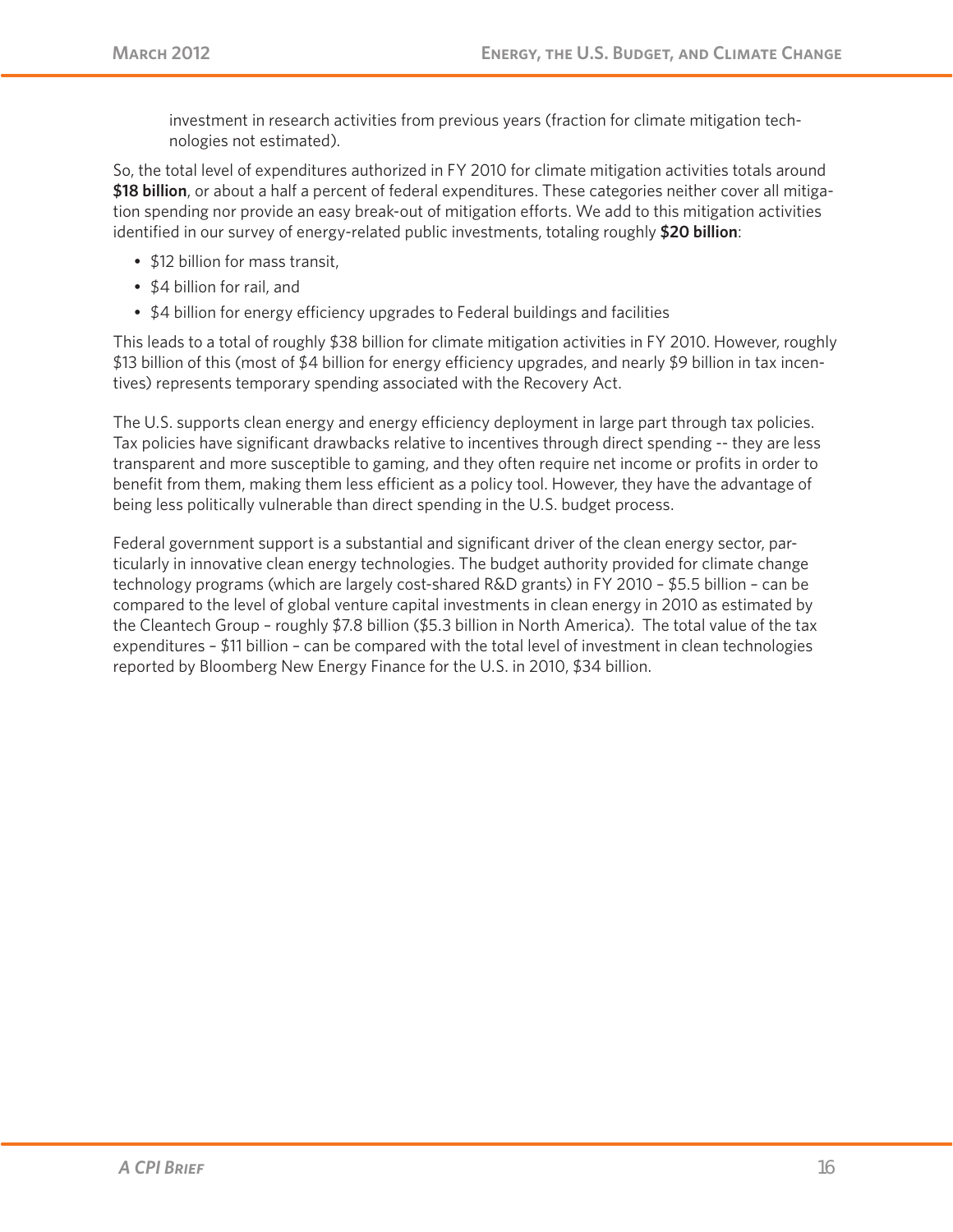investment in research activities from previous years (fraction for climate mitigation technologies not estimated).

So, the total level of expenditures authorized in FY 2010 for climate mitigation activities totals around **$18 billion**, or about a half a percent of federal expenditures. These categories neither cover all mitigation spending nor provide an easy break-out of mitigation efforts. We add to this mitigation activities identified in our survey of energy-related public investments, totaling roughly **$20 billion**:

- $12 billion for mass transit,
- $4 billion for rail, and
- $4 billion for energy efficiency upgrades to Federal buildings and facilities

This leads to a total of roughly $38 billion for climate mitigation activities in FY 2010. However, roughly $13 billion of this (most of $4 billion for energy efficiency upgrades, and nearly $9 billion in tax incentives) represents temporary spending associated with the Recovery Act.

The U.S. supports clean energy and energy efficiency deployment in large part through tax policies. Tax policies have significant drawbacks relative to incentives through direct spending -- they are less transparent and more susceptible to gaming, and they often require net income or profits in order to benefit from them, making them less efficient as a policy tool. However, they have the advantage of being less politically vulnerable than direct spending in the U.S. budget process.

Federal government support is a substantial and significant driver of the clean energy sector, particularly in innovative clean energy technologies. The budget authority provided for climate change technology programs (which are largely cost-shared R&D grants) in FY 2010 – $5.5 billion – can be compared to the level of global venture capital investments in clean energy in 2010 as estimated by the Cleantech Group – roughly $7.8 billion ($5.3 billion in North America). The total value of the tax expenditures – $11 billion – can be compared with the total level of investment in clean technologies reported by Bloomberg New Energy Finance for the U.S. in 2010, $34 billion.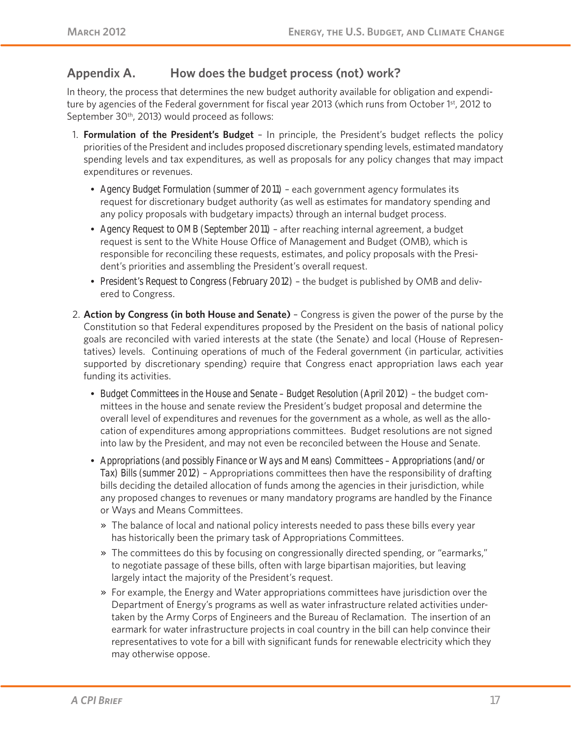## Appendix A. How does the budget process (not) work?

In theory, the process that determines the new budget authority available for obligation and expenditure by agencies of the Federal government for fiscal year 2013 (which runs from October 1st, 2012 to September 30th, 2013) would proceed as follows:

1. **Formulation of the President's Budget** – In principle, the President's budget reflects the policy priorities of the President and includes proposed discretionary spending levels, estimated mandatory spending levels and tax expenditures, as well as proposals for any policy changes that may impact expenditures or revenues.
   - *Agency Budget Formulation (summer of 2011)* – each government agency formulates its request for discretionary budget authority (as well as estimates for mandatory spending and any policy proposals with budgetary impacts) through an internal budget process.
   - *Agency Request to OMB (September 2011)* – after reaching internal agreement, a budget request is sent to the White House Office of Management and Budget (OMB), which is responsible for reconciling these requests, estimates, and policy proposals with the President's priorities and assembling the President's overall request.
   - *President's Request to Congress (February 2012)* – the budget is published by OMB and delivered to Congress.

2. **Action by Congress (in both House and Senate)** – Congress is given the power of the purse by the Constitution so that Federal expenditures proposed by the President on the basis of national policy goals are reconciled with varied interests at the state (the Senate) and local (House of Representatives) levels. Continuing operations of much of the Federal government (in particular, activities supported by discretionary spending) require that Congress enact appropriation laws each year funding its activities.
   - *Budget Committees in the House and Senate – Budget Resolution (April 2012)* – the budget committees in the house and senate review the President's budget proposal and determine the overall level of expenditures and revenues for the government as a whole, as well as the allocation of expenditures among appropriations committees. Budget resolutions are not signed into law by the President, and may not even be reconciled between the House and Senate.
   - *Appropriations (and possibly Finance or Ways and Means) Committees – Appropriations (and/or Tax) Bills (summer 2012)* – Appropriations committees then have the responsibility of drafting bills deciding the detailed allocation of funds among the agencies in their jurisdiction, while any proposed changes to revenues or many mandatory programs are handled by the Finance or Ways and Means Committees.
     - The balance of local and national policy interests needed to pass these bills every year has historically been the primary task of Appropriations Committees.
     - The committees do this by focusing on congressionally directed spending, or "earmarks," to negotiate passage of these bills, often with large bipartisan majorities, but leaving largely intact the majority of the President's request.
     - For example, the Energy and Water appropriations committees have jurisdiction over the Department of Energy's programs as well as water infrastructure related activities undertaken by the Army Corps of Engineers and the Bureau of Reclamation. The insertion of an earmark for water infrastructure projects in coal country in the bill can help convince their representatives to vote for a bill with significant funds for renewable electricity which they may otherwise oppose.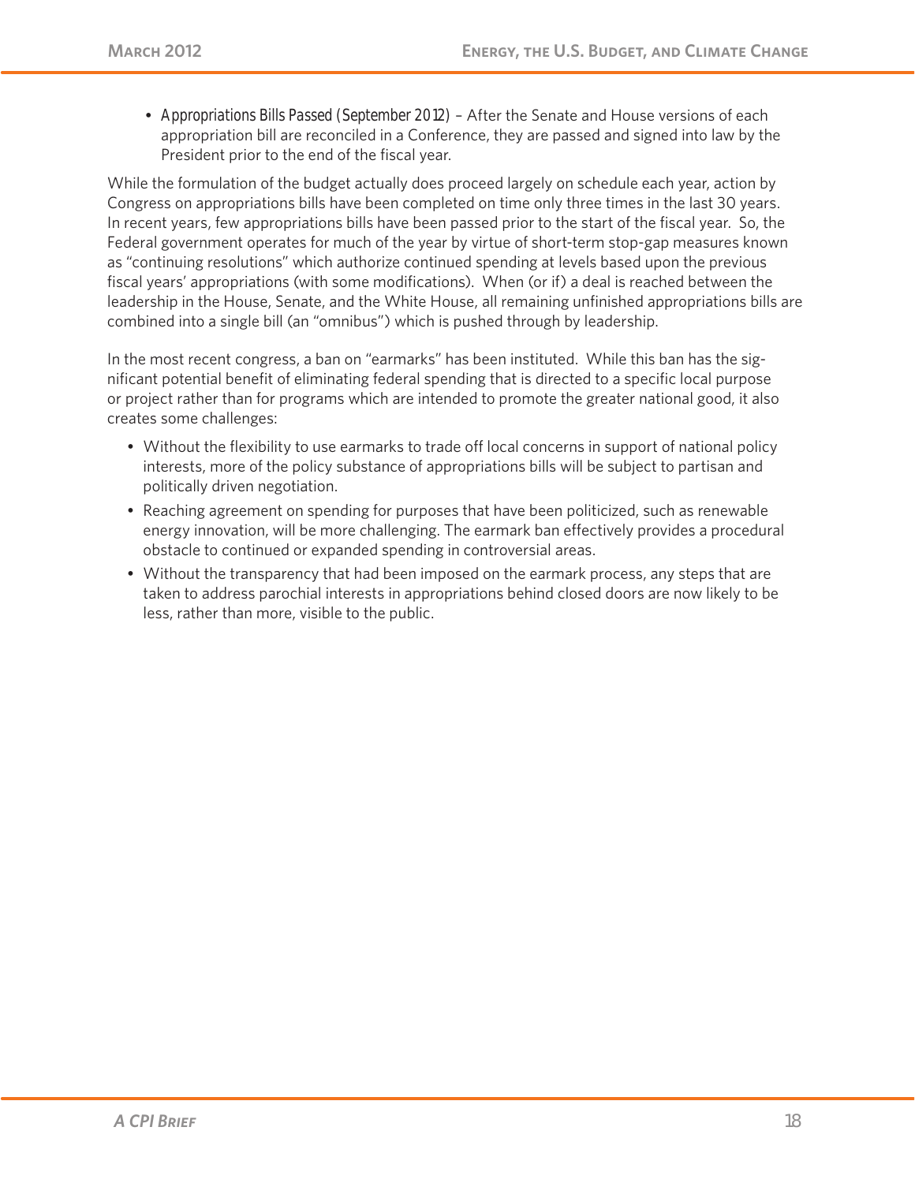- Appropriations Bills Passed (September 2012) – After the Senate and House versions of each appropriation bill are reconciled in a Conference, they are passed and signed into law by the President prior to the end of the fiscal year.

While the formulation of the budget actually does proceed largely on schedule each year, action by Congress on appropriations bills have been completed on time only three times in the last 30 years. In recent years, few appropriations bills have been passed prior to the start of the fiscal year. So, the Federal government operates for much of the year by virtue of short-term stop-gap measures known as "continuing resolutions" which authorize continued spending at levels based upon the previous fiscal years' appropriations (with some modifications). When (or if) a deal is reached between the leadership in the House, Senate, and the White House, all remaining unfinished appropriations bills are combined into a single bill (an "omnibus") which is pushed through by leadership.

In the most recent congress, a ban on "earmarks" has been instituted. While this ban has the significant potential benefit of eliminating federal spending that is directed to a specific local purpose or project rather than for programs which are intended to promote the greater national good, it also creates some challenges:

- Without the flexibility to use earmarks to trade off local concerns in support of national policy interests, more of the policy substance of appropriations bills will be subject to partisan and politically driven negotiation.
- Reaching agreement on spending for purposes that have been politicized, such as renewable energy innovation, will be more challenging. The earmark ban effectively provides a procedural obstacle to continued or expanded spending in controversial areas.
- Without the transparency that had been imposed on the earmark process, any steps that are taken to address parochial interests in appropriations behind closed doors are now likely to be less, rather than more, visible to the public.